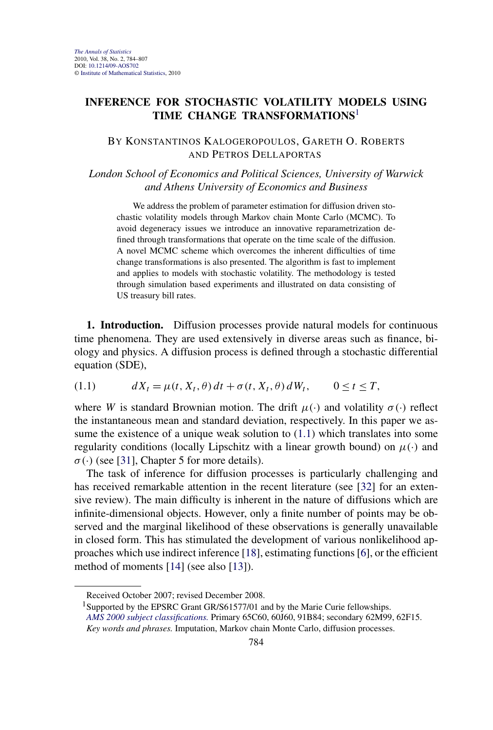# INFERENCE FOR STOCHASTIC VOLATILITY MODELS USING TIME CHANGE TRANSFORMATIONS[1]

BY KONSTANTINOS KALOGEROPOULOS, GARETH O. ROBERTS AND PETROS DELLAPORTAS

*London School of Economics and Political Sciences, University of Warwick and Athens University of Economics and Business*

We address the problem of parameter estimation for diffusion driven stochastic volatility models through Markov chain Monte Carlo (MCMC). To avoid degeneracy issues we introduce an innovative reparametrization defined through transformations that operate on the time scale of the diffusion. A novel MCMC scheme which overcomes the inherent difficulties of time change transformations is also presented. The algorithm is fast to implement and applies to models with stochastic volatility. The methodology is tested through simulation based experiments and illustrated on data consisting of US treasury bill rates.

**1. Introduction.** Diffusion processes provide natural models for continuous time phenomena. They are used extensively in diverse areas such as finance, biology and physics. A diffusion process is defined through a stochastic differential equation (SDE),

$$dX_t = \mu(t, X_t, \theta)\,dt + \sigma(t, X_t, \theta)\,dW_t, \qquad 0 \le t \le T, \tag{1.1}$$

where $W$ is standard Brownian motion. The drift $\mu(\cdot)$ and volatility $\sigma(\cdot)$ reflect the instantaneous mean and standard deviation, respectively. In this paper we assume the existence of a unique weak solution to (1.1) which translates into some regularity conditions (locally Lipschitz with a linear growth bound) on $\mu(\cdot)$ and $\sigma(\cdot)$ (see [31], Chapter 5 for more details).

The task of inference for diffusion processes is particularly challenging and has received remarkable attention in the recent literature (see [32] for an extensive review). The main difficulty is inherent in the nature of diffusions which are infinite-dimensional objects. However, only a finite number of points may be observed and the marginal likelihood of these observations is generally unavailable in closed form. This has stimulated the development of various nonlikelihood approaches which use indirect inference [18], estimating functions [6], or the efficient method of moments [14] (see also [13]).

---

Received October 2007; revised December 2008.

[1] Supported by the EPSRC Grant GR/S61577/01 and by the Marie Curie fellowships.

*AMS 2000 subject classifications.* Primary 65C60, 60J60, 91B84; secondary 62M99, 62F15.

*Key words and phrases.* Imputation, Markov chain Monte Carlo, diffusion processes.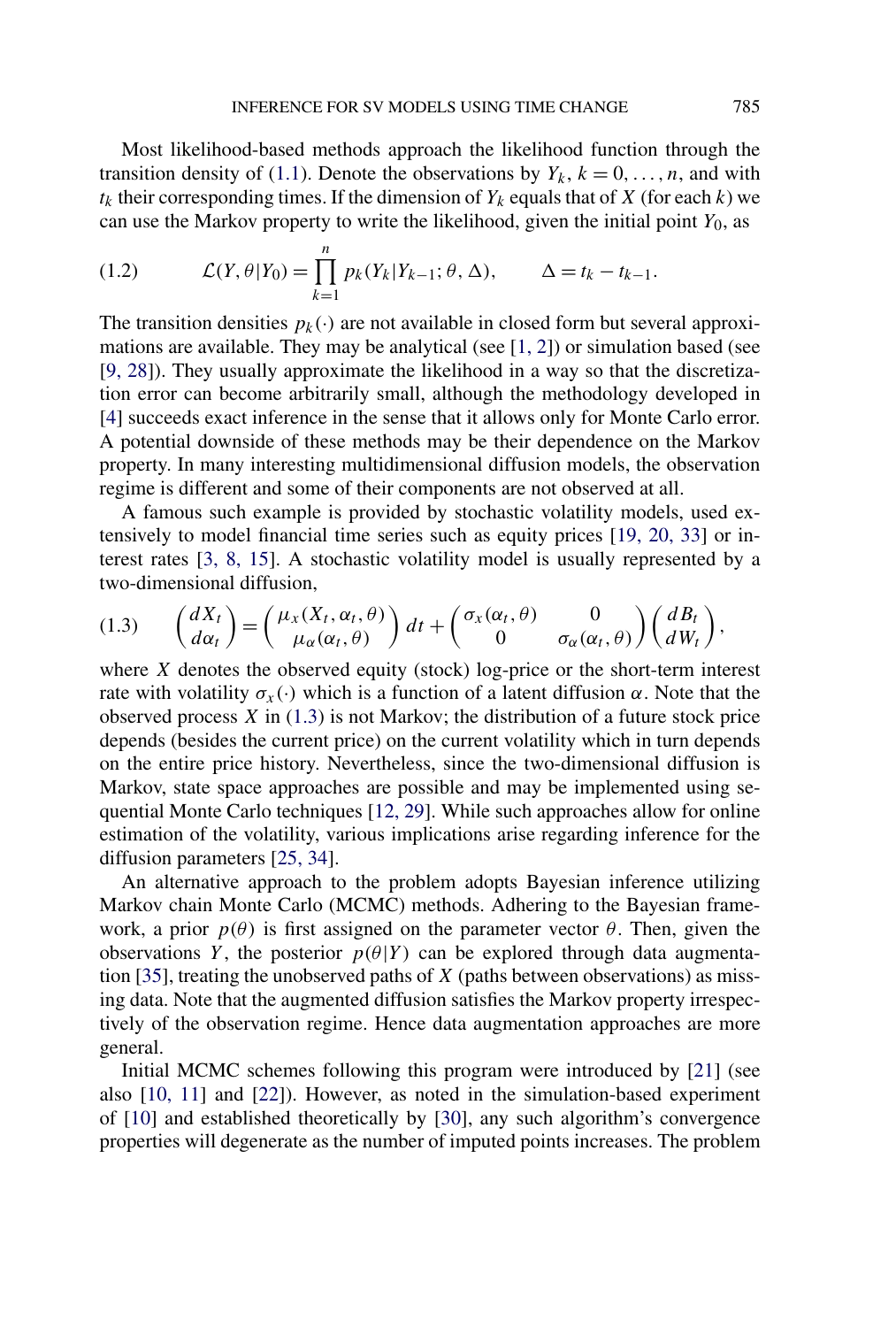Most likelihood-based methods approach the likelihood function through the transition density of (1.1). Denote the observations by $Y_k$, $k = 0, \ldots, n$, and with $t_k$ their corresponding times. If the dimension of $Y_k$ equals that of $X$ (for each $k$) we can use the Markov property to write the likelihood, given the initial point $Y_0$, as

$$\mathcal{L}(Y, \theta | Y_0) = \prod_{k=1}^{n} p_k(Y_k | Y_{k-1}; \theta, \Delta), \qquad \Delta = t_k - t_{k-1}. \tag{1.2}$$

The transition densities $p_k(\cdot)$ are not available in closed form but several approximations are available. They may be analytical (see [1, 2]) or simulation based (see [9, 28]). They usually approximate the likelihood in a way so that the discretization error can become arbitrarily small, although the methodology developed in [4] succeeds exact inference in the sense that it allows only for Monte Carlo error. A potential downside of these methods may be their dependence on the Markov property. In many interesting multidimensional diffusion models, the observation regime is different and some of their components are not observed at all.

A famous such example is provided by stochastic volatility models, used extensively to model financial time series such as equity prices [19, 20, 33] or interest rates [3, 8, 15]. A stochastic volatility model is usually represented by a two-dimensional diffusion,

$$\begin{pmatrix} dX_t \\ d\alpha_t \end{pmatrix} = \begin{pmatrix} \mu_x(X_t, \alpha_t, \theta) \\ \mu_\alpha(\alpha_t, \theta) \end{pmatrix} dt + \begin{pmatrix} \sigma_x(\alpha_t, \theta) & 0 \\ 0 & \sigma_\alpha(\alpha_t, \theta) \end{pmatrix} \begin{pmatrix} dB_t \\ dW_t \end{pmatrix}, \tag{1.3}$$

where $X$ denotes the observed equity (stock) log-price or the short-term interest rate with volatility $\sigma_x(\cdot)$ which is a function of a latent diffusion $\alpha$. Note that the observed process $X$ in (1.3) is not Markov; the distribution of a future stock price depends (besides the current price) on the current volatility which in turn depends on the entire price history. Nevertheless, since the two-dimensional diffusion is Markov, state space approaches are possible and may be implemented using sequential Monte Carlo techniques [12, 29]. While such approaches allow for online estimation of the volatility, various implications arise regarding inference for the diffusion parameters [25, 34].

An alternative approach to the problem adopts Bayesian inference utilizing Markov chain Monte Carlo (MCMC) methods. Adhering to the Bayesian framework, a prior $p(\theta)$ is first assigned on the parameter vector $\theta$. Then, given the observations $Y$, the posterior $p(\theta|Y)$ can be explored through data augmentation [35], treating the unobserved paths of $X$ (paths between observations) as missing data. Note that the augmented diffusion satisfies the Markov property irrespectively of the observation regime. Hence data augmentation approaches are more general.

Initial MCMC schemes following this program were introduced by [21] (see also [10, 11] and [22]). However, as noted in the simulation-based experiment of [10] and established theoretically by [30], any such algorithm's convergence properties will degenerate as the number of imputed points increases. The problem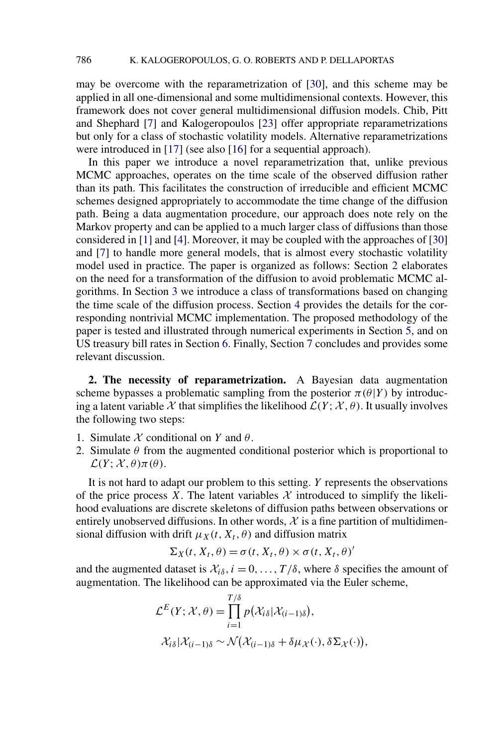may be overcome with the reparametrization of [30], and this scheme may be applied in all one-dimensional and some multidimensional contexts. However, this framework does not cover general multidimensional diffusion models. Chib, Pitt and Shephard [7] and Kalogeropoulos [23] offer appropriate reparametrizations but only for a class of stochastic volatility models. Alternative reparametrizations were introduced in [17] (see also [16] for a sequential approach).

In this paper we introduce a novel reparametrization that, unlike previous MCMC approaches, operates on the time scale of the observed diffusion rather than its path. This facilitates the construction of irreducible and efficient MCMC schemes designed appropriately to accommodate the time change of the diffusion path. Being a data augmentation procedure, our approach does note rely on the Markov property and can be applied to a much larger class of diffusions than those considered in [1] and [4]. Moreover, it may be coupled with the approaches of [30] and [7] to handle more general models, that is almost every stochastic volatility model used in practice. The paper is organized as follows: Section 2 elaborates on the need for a transformation of the diffusion to avoid problematic MCMC algorithms. In Section 3 we introduce a class of transformations based on changing the time scale of the diffusion process. Section 4 provides the details for the corresponding nontrivial MCMC implementation. The proposed methodology of the paper is tested and illustrated through numerical experiments in Section 5, and on US treasury bill rates in Section 6. Finally, Section 7 concludes and provides some relevant discussion.

## 2. The necessity of reparametrization.

A Bayesian data augmentation scheme bypasses a problematic sampling from the posterior $\pi(\theta|Y)$ by introducing a latent variable $\mathcal{X}$ that simplifies the likelihood $\mathcal{L}(Y;\mathcal{X},\theta)$. It usually involves the following two steps:

1. Simulate $\mathcal{X}$ conditional on $Y$ and $\theta$.
2. Simulate $\theta$ from the augmented conditional posterior which is proportional to $\mathcal{L}(Y;\mathcal{X},\theta)\pi(\theta)$.

It is not hard to adapt our problem to this setting. $Y$ represents the observations of the price process $X$. The latent variables $\mathcal{X}$ introduced to simplify the likelihood evaluations are discrete skeletons of diffusion paths between observations or entirely unobserved diffusions. In other words, $\mathcal{X}$ is a fine partition of multidimensional diffusion with drift $\mu_X(t, X_t, \theta)$ and diffusion matrix

$$\Sigma_X(t, X_t, \theta) = \sigma(t, X_t, \theta) \times \sigma(t, X_t, \theta)'$$

and the augmented dataset is $\mathcal{X}_{i\delta}, i = 0, \dots, T/\delta$, where $\delta$ specifies the amount of augmentation. The likelihood can be approximated via the Euler scheme,

$$\mathcal{L}^E(Y;\mathcal{X},\theta) = \prod_{i=1}^{T/\delta} p(\mathcal{X}_{i\delta}|\mathcal{X}_{(i-1)\delta}),$$

$$\mathcal{X}_{i\delta}|\mathcal{X}_{(i-1)\delta} \sim \mathcal{N}(\mathcal{X}_{(i-1)\delta} + \delta\mu_{\mathcal{X}}(\cdot), \delta\Sigma_{\mathcal{X}}(\cdot)),$$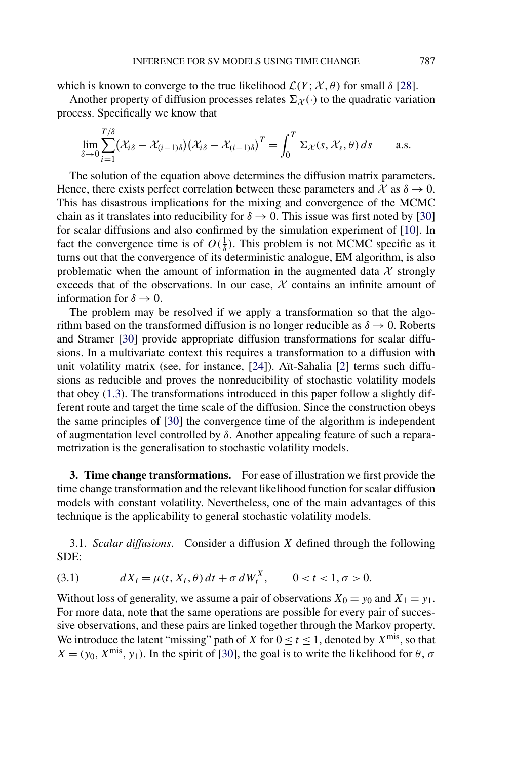which is known to converge to the true likelihood $\mathcal{L}(Y; \mathcal{X}, \theta)$ for small $\delta$ [28].

Another property of diffusion processes relates $\Sigma_{\mathcal{X}}(\cdot)$ to the quadratic variation process. Specifically we know that

$$\lim_{\delta \to 0} \sum_{i=1}^{T/\delta} (\mathcal{X}_{i\delta} - \mathcal{X}_{(i-1)\delta})(\mathcal{X}_{i\delta} - \mathcal{X}_{(i-1)\delta})^T = \int_0^T \Sigma_{\mathcal{X}}(s, \mathcal{X}_s, \theta)\, ds \qquad \text{a.s.}$$

The solution of the equation above determines the diffusion matrix parameters. Hence, there exists perfect correlation between these parameters and $\mathcal{X}$ as $\delta \to 0$. This has disastrous implications for the mixing and convergence of the MCMC chain as it translates into reducibility for $\delta \to 0$. This issue was first noted by [30] for scalar diffusions and also confirmed by the simulation experiment of [10]. In fact the convergence time is of $O(\frac{1}{\delta})$. This problem is not MCMC specific as it turns out that the convergence of its deterministic analogue, EM algorithm, is also problematic when the amount of information in the augmented data $\mathcal{X}$ strongly exceeds that of the observations. In our case, $\mathcal{X}$ contains an infinite amount of information for $\delta \to 0$.

The problem may be resolved if we apply a transformation so that the algorithm based on the transformed diffusion is no longer reducible as $\delta \to 0$. Roberts and Stramer [30] provide appropriate diffusion transformations for scalar diffusions. In a multivariate context this requires a transformation to a diffusion with unit volatility matrix (see, for instance, [24]). Aït-Sahalia [2] terms such diffusions as reducible and proves the nonreducibility of stochastic volatility models that obey (1.3). The transformations introduced in this paper follow a slightly different route and target the time scale of the diffusion. Since the construction obeys the same principles of [30] the convergence time of the algorithm is independent of augmentation level controlled by $\delta$. Another appealing feature of such a reparametrization is the generalisation to stochastic volatility models.

## 3. Time change transformations.

For ease of illustration we first provide the time change transformation and the relevant likelihood function for scalar diffusion models with constant volatility. Nevertheless, one of the main advantages of this technique is the applicability to general stochastic volatility models.

### 3.1. *Scalar diffusions*.

Consider a diffusion $X$ defined through the following SDE:

$$dX_t = \mu(t, X_t, \theta)\, dt + \sigma\, dW_t^X, \qquad 0 < t < 1, \sigma > 0. \tag{3.1}$$

Without loss of generality, we assume a pair of observations $X_0 = y_0$ and $X_1 = y_1$. For more data, note that the same operations are possible for every pair of successive observations, and these pairs are linked together through the Markov property. We introduce the latent "missing" path of $X$ for $0 \leq t \leq 1$, denoted by $X^{\text{mis}}$, so that $X = (y_0, X^{\text{mis}}, y_1)$. In the spirit of [30], the goal is to write the likelihood for $\theta$, $\sigma$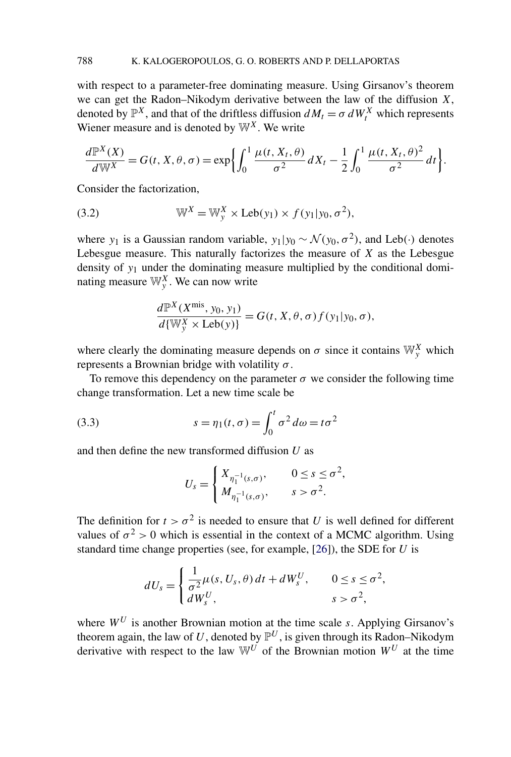with respect to a parameter-free dominating measure. Using Girsanov's theorem we can get the Radon–Nikodym derivative between the law of the diffusion $X$, denoted by $\mathbb{P}^X$, and that of the driftless diffusion $dM_t = \sigma\, dW_t^X$ which represents Wiener measure and is denoted by $\mathbb{W}^X$. We write

$$\frac{d\mathbb{P}^X(X)}{d\mathbb{W}^X} = G(t, X, \theta, \sigma) = \exp\left\{\int_0^1 \frac{\mu(t, X_t, \theta)}{\sigma^2}\, dX_t - \frac{1}{2}\int_0^1 \frac{\mu(t, X_t, \theta)^2}{\sigma^2}\, dt\right\}.$$

Consider the factorization,

$$\mathbb{W}^X = \mathbb{W}_y^X \times \text{Leb}(y_1) \times f(y_1|y_0, \sigma^2), \tag{3.2}$$

where $y_1$ is a Gaussian random variable, $y_1|y_0 \sim \mathcal{N}(y_0, \sigma^2)$, and $\text{Leb}(\cdot)$ denotes Lebesgue measure. This naturally factorizes the measure of $X$ as the Lebesgue density of $y_1$ under the dominating measure multiplied by the conditional dominating measure $\mathbb{W}_y^X$. We can now write

$$\frac{d\mathbb{P}^X(X^{\text{mis}}, y_0, y_1)}{d\{\mathbb{W}_y^X \times \text{Leb}(y)\}} = G(t, X, \theta, \sigma) f(y_1|y_0, \sigma),$$

where clearly the dominating measure depends on $\sigma$ since it contains $\mathbb{W}_y^X$ which represents a Brownian bridge with volatility $\sigma$.

To remove this dependency on the parameter $\sigma$ we consider the following time change transformation. Let a new time scale be

$$s = \eta_1(t, \sigma) = \int_0^t \sigma^2\, d\omega = t\sigma^2 \tag{3.3}$$

and then define the new transformed diffusion $U$ as

$$U_s = \begin{cases} X_{\eta_1^{-1}(s,\sigma)}, & 0 \le s \le \sigma^2, \\ M_{\eta_1^{-1}(s,\sigma)}, & s > \sigma^2. \end{cases}$$

The definition for $t > \sigma^2$ is needed to ensure that $U$ is well defined for different values of $\sigma^2 > 0$ which is essential in the context of a MCMC algorithm. Using standard time change properties (see, for example, [26]), the SDE for $U$ is

$$dU_s = \begin{cases} \dfrac{1}{\sigma^2}\mu(s, U_s, \theta)\, dt + dW_s^U, & 0 \le s \le \sigma^2, \\ dW_s^U, & s > \sigma^2, \end{cases}$$

where $W^U$ is another Brownian motion at the time scale $s$. Applying Girsanov's theorem again, the law of $U$, denoted by $\mathbb{P}^U$, is given through its Radon–Nikodym derivative with respect to the law $\mathbb{W}^U$ of the Brownian motion $W^U$ at the time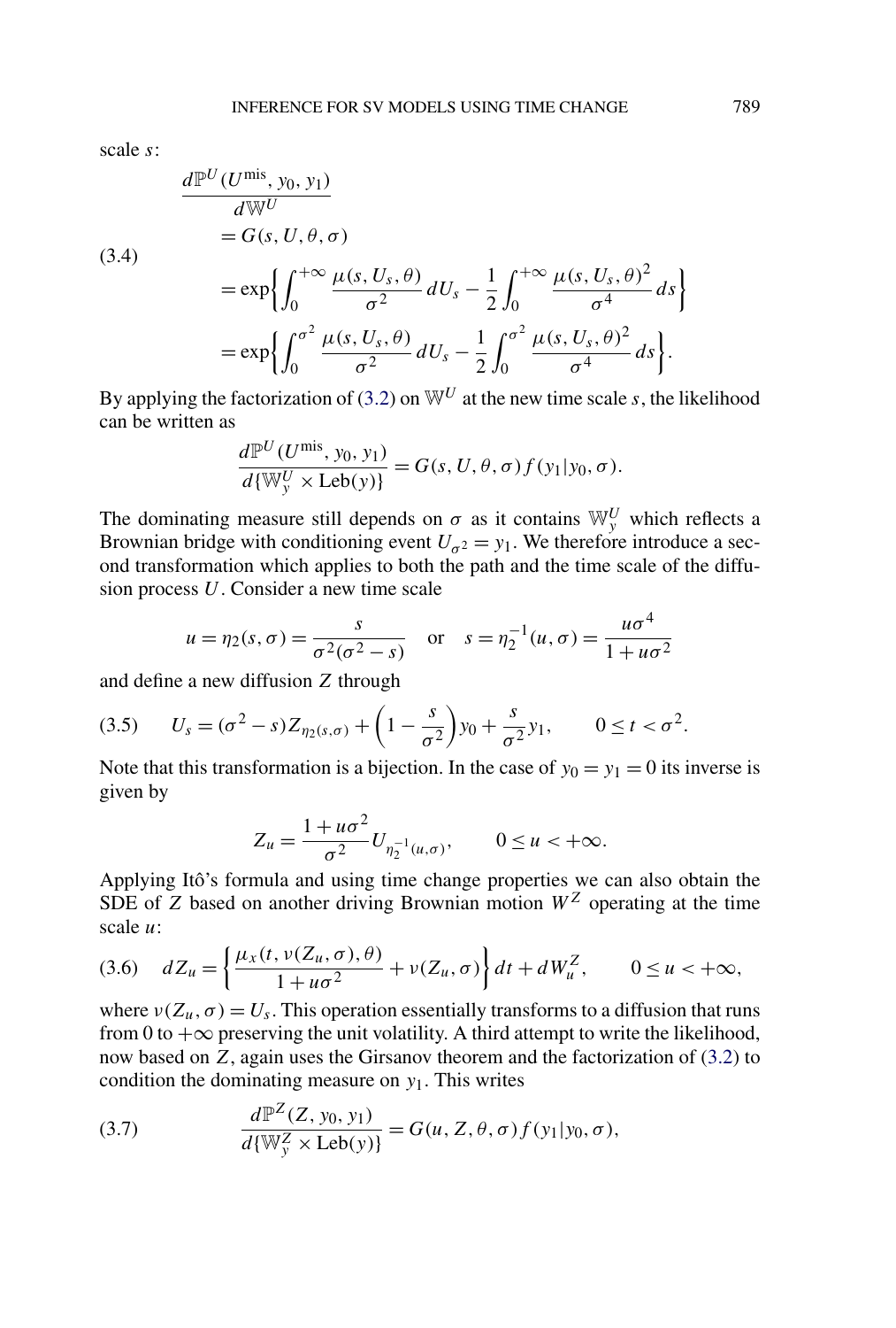scale $s$:

$$
\begin{aligned}
&\frac{d\mathbb{P}^U(U^{\text{mis}}, y_0, y_1)}{d\mathbb{W}^U} \\
&= G(s, U, \theta, \sigma) \\
&= \exp\left\{\int_0^{+\infty} \frac{\mu(s, U_s, \theta)}{\sigma^2}\, dU_s - \frac{1}{2}\int_0^{+\infty} \frac{\mu(s, U_s, \theta)^2}{\sigma^4}\, ds\right\} \\
&= \exp\left\{\int_0^{\sigma^2} \frac{\mu(s, U_s, \theta)}{\sigma^2}\, dU_s - \frac{1}{2}\int_0^{\sigma^2} \frac{\mu(s, U_s, \theta)^2}{\sigma^4}\, ds\right\}.
\end{aligned} \tag{3.4}
$$

By applying the factorization of (3.2) on $\mathbb{W}^U$ at the new time scale $s$, the likelihood can be written as

$$
\frac{d\mathbb{P}^U(U^{\text{mis}}, y_0, y_1)}{d\{\mathbb{W}_y^U \times \text{Leb}(y)\}} = G(s, U, \theta, \sigma) f(y_1 | y_0, \sigma).
$$

The dominating measure still depends on $\sigma$ as it contains $\mathbb{W}_y^U$ which reflects a Brownian bridge with conditioning event $U_{\sigma^2} = y_1$. We therefore introduce a second transformation which applies to both the path and the time scale of the diffusion process $U$. Consider a new time scale

$$
u = \eta_2(s, \sigma) = \frac{s}{\sigma^2(\sigma^2 - s)} \quad \text{or} \quad s = \eta_2^{-1}(u, \sigma) = \frac{u\sigma^4}{1 + u\sigma^2}
$$

and define a new diffusion $Z$ through

$$
U_s = (\sigma^2 - s) Z_{\eta_2(s,\sigma)} + \left(1 - \frac{s}{\sigma^2}\right) y_0 + \frac{s}{\sigma^2} y_1, \qquad 0 \le t < \sigma^2. \tag{3.5}
$$

Note that this transformation is a bijection. In the case of $y_0 = y_1 = 0$ its inverse is given by

$$
Z_u = \frac{1 + u\sigma^2}{\sigma^2} U_{\eta_2^{-1}(u,\sigma)}, \qquad 0 \le u < +\infty.
$$

Applying Itô's formula and using time change properties we can also obtain the SDE of $Z$ based on another driving Brownian motion $W^Z$ operating at the time scale $u$:

$$
dZ_u = \left\{\frac{\mu_x(t, \nu(Z_u, \sigma), \theta)}{1 + u\sigma^2} + \nu(Z_u, \sigma)\right\} dt + dW_u^Z, \qquad 0 \le u < +\infty, \tag{3.6}
$$

where $\nu(Z_u, \sigma) = U_s$. This operation essentially transforms to a diffusion that runs from 0 to $+\infty$ preserving the unit volatility. A third attempt to write the likelihood, now based on $Z$, again uses the Girsanov theorem and the factorization of (3.2) to condition the dominating measure on $y_1$. This writes

$$
\frac{d\mathbb{P}^Z(Z, y_0, y_1)}{d\{\mathbb{W}_y^Z \times \text{Leb}(y)\}} = G(u, Z, \theta, \sigma) f(y_1 | y_0, \sigma), \tag{3.7}
$$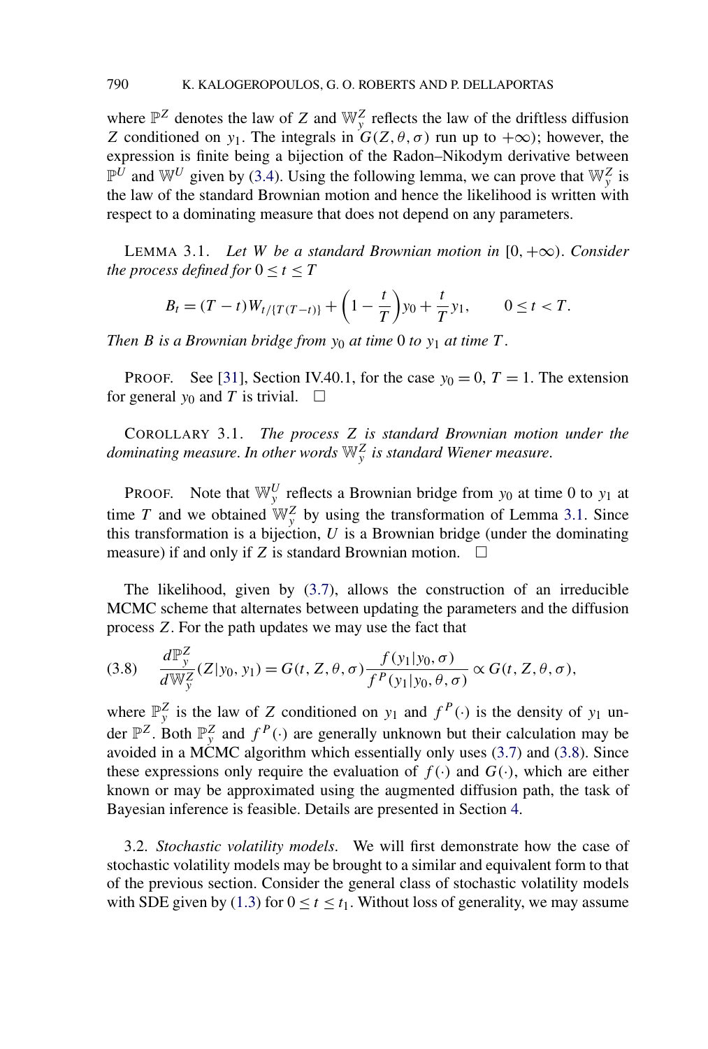where $\mathbb{P}^Z$ denotes the law of $Z$ and $\mathbb{W}_y^Z$ reflects the law of the driftless diffusion $Z$ conditioned on $y_1$. The integrals in $G(Z, \theta, \sigma)$ run up to $+\infty$); however, the expression is finite being a bijection of the Radon–Nikodym derivative between $\mathbb{P}^U$ and $\mathbb{W}^U$ given by (3.4). Using the following lemma, we can prove that $\mathbb{W}_y^Z$ is the law of the standard Brownian motion and hence the likelihood is written with respect to a dominating measure that does not depend on any parameters.

LEMMA 3.1. *Let $W$ be a standard Brownian motion in $[0, +\infty)$. Consider the process defined for $0 \le t \le T$*

$$B_t = (T - t) W_{t/\{T(T-t)\}} + \left(1 - \frac{t}{T}\right) y_0 + \frac{t}{T} y_1, \qquad 0 \le t < T.$$

*Then $B$ is a Brownian bridge from $y_0$ at time $0$ to $y_1$ at time $T$.*

PROOF. See [31], Section IV.40.1, for the case $y_0 = 0$, $T = 1$. The extension for general $y_0$ and $T$ is trivial. $\square$

COROLLARY 3.1. *The process $Z$ is standard Brownian motion under the dominating measure. In other words $\mathbb{W}_y^Z$ is standard Wiener measure.*

PROOF. Note that $\mathbb{W}_y^U$ reflects a Brownian bridge from $y_0$ at time 0 to $y_1$ at time $T$ and we obtained $\mathbb{W}_y^Z$ by using the transformation of Lemma 3.1. Since this transformation is a bijection, $U$ is a Brownian bridge (under the dominating measure) if and only if $Z$ is standard Brownian motion. $\square$

The likelihood, given by (3.7), allows the construction of an irreducible MCMC scheme that alternates between updating the parameters and the diffusion process $Z$. For the path updates we may use the fact that

$$\frac{d\mathbb{P}_y^Z}{d\mathbb{W}_y^Z}(Z \mid y_0, y_1) = G(t, Z, \theta, \sigma) \frac{f(y_1 \mid y_0, \sigma)}{f^P(y_1 \mid y_0, \theta, \sigma)} \propto G(t, Z, \theta, \sigma), \tag{3.8}$$

where $\mathbb{P}_y^Z$ is the law of $Z$ conditioned on $y_1$ and $f^P(\cdot)$ is the density of $y_1$ under $\mathbb{P}^Z$. Both $\mathbb{P}_y^Z$ and $f^P(\cdot)$ are generally unknown but their calculation may be avoided in a MCMC algorithm which essentially only uses (3.7) and (3.8). Since these expressions only require the evaluation of $f(\cdot)$ and $G(\cdot)$, which are either known or may be approximated using the augmented diffusion path, the task of Bayesian inference is feasible. Details are presented in Section 4.

3.2. *Stochastic volatility models.* We will first demonstrate how the case of stochastic volatility models may be brought to a similar and equivalent form to that of the previous section. Consider the general class of stochastic volatility models with SDE given by (1.3) for $0 \le t \le t_1$. Without loss of generality, we may assume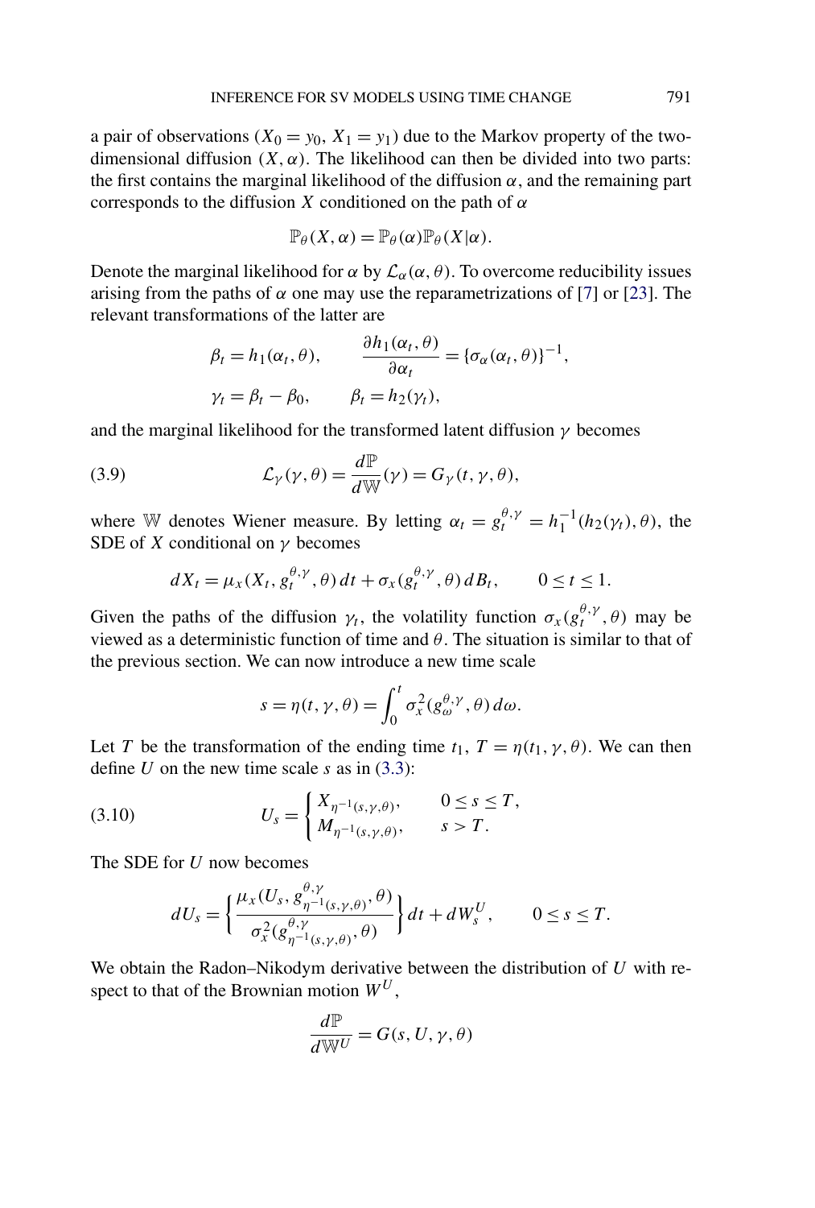a pair of observations ($X_0 = y_0$, $X_1 = y_1$) due to the Markov property of the two-dimensional diffusion $(X, \alpha)$. The likelihood can then be divided into two parts: the first contains the marginal likelihood of the diffusion $\alpha$, and the remaining part corresponds to the diffusion $X$ conditioned on the path of $\alpha$

$$\mathbb{P}_\theta(X, \alpha) = \mathbb{P}_\theta(\alpha)\mathbb{P}_\theta(X|\alpha).$$

Denote the marginal likelihood for $\alpha$ by $\mathcal{L}_\alpha(\alpha, \theta)$. To overcome reducibility issues arising from the paths of $\alpha$ one may use the reparametrizations of [7] or [23]. The relevant transformations of the latter are

$$\beta_t = h_1(\alpha_t, \theta), \qquad \frac{\partial h_1(\alpha_t, \theta)}{\partial \alpha_t} = \{\sigma_\alpha(\alpha_t, \theta)\}^{-1},$$
$$\gamma_t = \beta_t - \beta_0, \qquad \beta_t = h_2(\gamma_t),$$

and the marginal likelihood for the transformed latent diffusion $\gamma$ becomes

$$\mathcal{L}_\gamma(\gamma, \theta) = \frac{d\mathbb{P}}{d\mathbb{W}}(\gamma) = G_\gamma(t, \gamma, \theta), \tag{3.9}$$

where $\mathbb{W}$ denotes Wiener measure. By letting $\alpha_t = g_t^{\theta,\gamma} = h_1^{-1}(h_2(\gamma_t), \theta)$, the SDE of $X$ conditional on $\gamma$ becomes

$$dX_t = \mu_x(X_t, g_t^{\theta,\gamma}, \theta)\,dt + \sigma_x(g_t^{\theta,\gamma}, \theta)\,dB_t, \qquad 0 \le t \le 1.$$

Given the paths of the diffusion $\gamma_t$, the volatility function $\sigma_x(g_t^{\theta,\gamma}, \theta)$ may be viewed as a deterministic function of time and $\theta$. The situation is similar to that of the previous section. We can now introduce a new time scale

$$s = \eta(t, \gamma, \theta) = \int_0^t \sigma_x^2(g_\omega^{\theta,\gamma}, \theta)\,d\omega.$$

Let $T$ be the transformation of the ending time $t_1$, $T = \eta(t_1, \gamma, \theta)$. We can then define $U$ on the new time scale $s$ as in (3.3):

$$U_s = \begin{cases} X_{\eta^{-1}(s,\gamma,\theta)}, & 0 \le s \le T, \\ M_{\eta^{-1}(s,\gamma,\theta)}, & s > T. \end{cases} \tag{3.10}$$

The SDE for $U$ now becomes

$$dU_s = \left\{\frac{\mu_x(U_s, g_{\eta^{-1}(s,\gamma,\theta)}^{\theta,\gamma}, \theta)}{\sigma_x^2(g_{\eta^{-1}(s,\gamma,\theta)}^{\theta,\gamma}, \theta)}\right\} dt + dW_s^U, \qquad 0 \le s \le T.$$

We obtain the Radon–Nikodym derivative between the distribution of $U$ with respect to that of the Brownian motion $W^U$,

$$\frac{d\mathbb{P}}{d\mathbb{W}^U} = G(s, U, \gamma, \theta)$$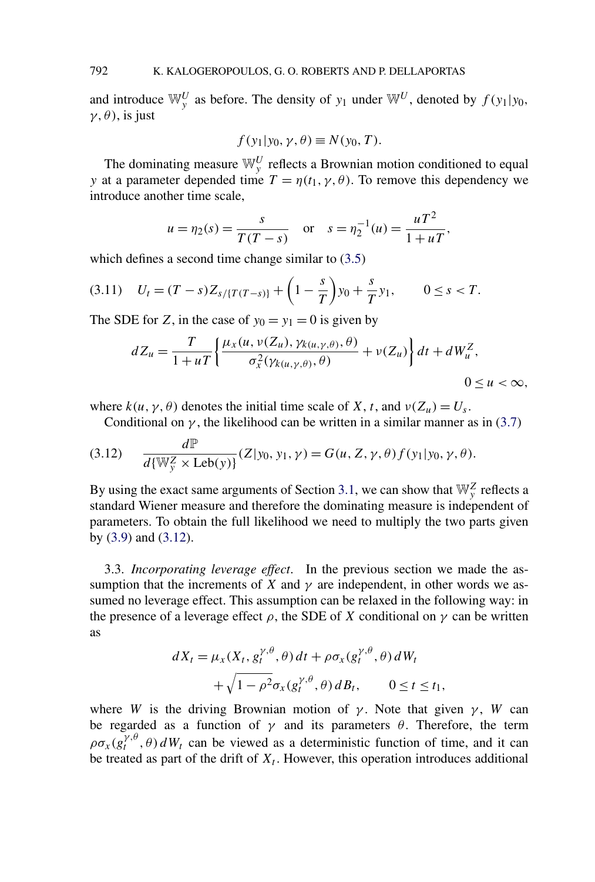and introduce $\mathbb{W}_y^U$ as before. The density of $y_1$ under $\mathbb{W}^U$, denoted by $f(y_1|y_0, \gamma, \theta)$, is just

$$f(y_1|y_0, \gamma, \theta) \equiv N(y_0, T).$$

The dominating measure $\mathbb{W}_y^U$ reflects a Brownian motion conditioned to equal $y$ at a parameter depended time $T = \eta(t_1, \gamma, \theta)$. To remove this dependency we introduce another time scale,

$$u = \eta_2(s) = \frac{s}{T(T-s)} \quad \text{or} \quad s = \eta_2^{-1}(u) = \frac{uT^2}{1+uT},$$

which defines a second time change similar to (3.5)

$$U_t = (T-s)Z_{s/\{T(T-s)\}} + \left(1 - \frac{s}{T}\right)y_0 + \frac{s}{T}y_1, \qquad 0 \le s < T. \tag{3.11}$$

The SDE for $Z$, in the case of $y_0 = y_1 = 0$ is given by

$$dZ_u = \frac{T}{1+uT}\left\{\frac{\mu_x(u, \nu(Z_u), \gamma_{k(u,\gamma,\theta)}, \theta)}{\sigma_x^2(\gamma_{k(u,\gamma,\theta)}, \theta)} + \nu(Z_u)\right\}dt + dW_u^Z,$$
$$0 \le u < \infty,$$

where $k(u, \gamma, \theta)$ denotes the initial time scale of $X$, $t$, and $\nu(Z_u) = U_s$.

Conditional on $\gamma$, the likelihood can be written in a similar manner as in (3.7)

$$\frac{d\mathbb{P}}{d\{\mathbb{W}_y^Z \times \text{Leb}(y)\}}(Z|y_0, y_1, \gamma) = G(u, Z, \gamma, \theta) f(y_1|y_0, \gamma, \theta). \tag{3.12}$$

By using the exact same arguments of Section 3.1, we can show that $\mathbb{W}_y^Z$ reflects a standard Wiener measure and therefore the dominating measure is independent of parameters. To obtain the full likelihood we need to multiply the two parts given by (3.9) and (3.12).

3.3. *Incorporating leverage effect*. In the previous section we made the assumption that the increments of $X$ and $\gamma$ are independent, in other words we assumed no leverage effect. This assumption can be relaxed in the following way: in the presence of a leverage effect $\rho$, the SDE of $X$ conditional on $\gamma$ can be written as

$$dX_t = \mu_x(X_t, g_t^{\gamma,\theta}, \theta)\,dt + \rho\sigma_x(g_t^{\gamma,\theta}, \theta)\,dW_t$$
$$+ \sqrt{1-\rho^2}\sigma_x(g_t^{\gamma,\theta}, \theta)\,dB_t, \qquad 0 \le t \le t_1,$$

where $W$ is the driving Brownian motion of $\gamma$. Note that given $\gamma$, $W$ can be regarded as a function of $\gamma$ and its parameters $\theta$. Therefore, the term $\rho\sigma_x(g_t^{\gamma,\theta}, \theta)\,dW_t$ can be viewed as a deterministic function of time, and it can be treated as part of the drift of $X_t$. However, this operation introduces additional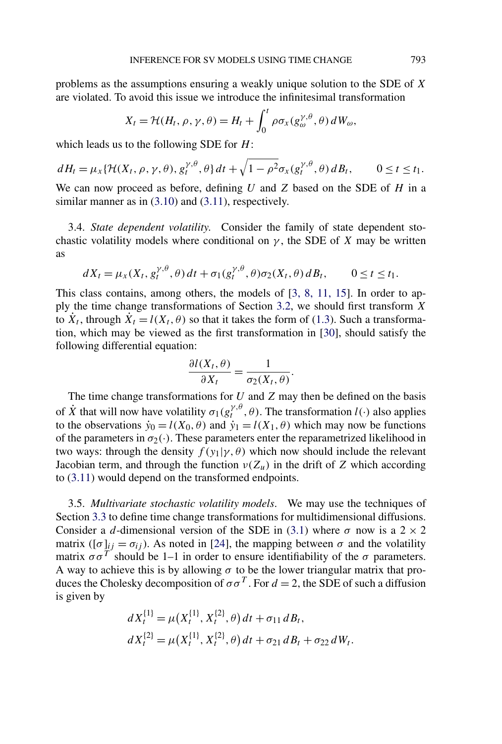problems as the assumptions ensuring a weakly unique solution to the SDE of $X$ are violated. To avoid this issue we introduce the infinitesimal transformation

$$X_t = \mathcal{H}(H_t, \rho, \gamma, \theta) = H_t + \int_0^t \rho \sigma_x(g_\omega^{\gamma,\theta}, \theta)\, dW_\omega,$$

which leads us to the following SDE for $H$:

$$dH_t = \mu_x\{\mathcal{H}(X_t, \rho, \gamma, \theta), g_t^{\gamma,\theta}, \theta\}\, dt + \sqrt{1-\rho^2}\sigma_x(g_t^{\gamma,\theta}, \theta)\, dB_t, \qquad 0 \le t \le t_1.$$

We can now proceed as before, defining $U$ and $Z$ based on the SDE of $H$ in a similar manner as in (3.10) and (3.11), respectively.

3.4. *State dependent volatility.* Consider the family of state dependent stochastic volatility models where conditional on $\gamma$, the SDE of $X$ may be written as

$$dX_t = \mu_x(X_t, g_t^{\gamma,\theta}, \theta)\, dt + \sigma_1(g_t^{\gamma,\theta}, \theta)\sigma_2(X_t, \theta)\, dB_t, \qquad 0 \le t \le t_1.$$

This class contains, among others, the models of [3, 8, 11, 15]. In order to apply the time change transformations of Section 3.2, we should first transform $X$ to $\dot{X}_t$, through $\dot{X}_t = l(X_t, \theta)$ so that it takes the form of (1.3). Such a transformation, which may be viewed as the first transformation in [30], should satisfy the following differential equation:

$$\frac{\partial l(X_t, \theta)}{\partial X_t} = \frac{1}{\sigma_2(X_t, \theta)}.$$

The time change transformations for $U$ and $Z$ may then be defined on the basis of $\dot{X}$ that will now have volatility $\sigma_1(g_t^{\gamma,\theta}, \theta)$. The transformation $l(\cdot)$ also applies to the observations $\dot{y}_0 = l(X_0, \theta)$ and $\dot{y}_1 = l(X_1, \theta)$ which may now be functions of the parameters in $\sigma_2(\cdot)$. These parameters enter the reparametrized likelihood in two ways: through the density $f(y_1|\gamma, \theta)$ which now should include the relevant Jacobian term, and through the function $\nu(Z_u)$ in the drift of $Z$ which according to (3.11) would depend on the transformed endpoints.

3.5. *Multivariate stochastic volatility models.* We may use the techniques of Section 3.3 to define time change transformations for multidimensional diffusions. Consider a $d$-dimensional version of the SDE in (3.1) where $\sigma$ now is a $2 \times 2$ matrix ($[\sigma]_{ij} = \sigma_{ij}$). As noted in [24], the mapping between $\sigma$ and the volatility matrix $\sigma\sigma^T$ should be 1–1 in order to ensure identifiability of the $\sigma$ parameters. A way to achieve this is by allowing $\sigma$ to be the lower triangular matrix that produces the Cholesky decomposition of $\sigma\sigma^T$. For $d = 2$, the SDE of such a diffusion is given by

$$dX_t^{\{1\}} = \mu\big(X_t^{\{1\}}, X_t^{\{2\}}, \theta\big)\, dt + \sigma_{11}\, dB_t,$$
$$dX_t^{\{2\}} = \mu\big(X_t^{\{1\}}, X_t^{\{2\}}, \theta\big)\, dt + \sigma_{21}\, dB_t + \sigma_{22}\, dW_t.$$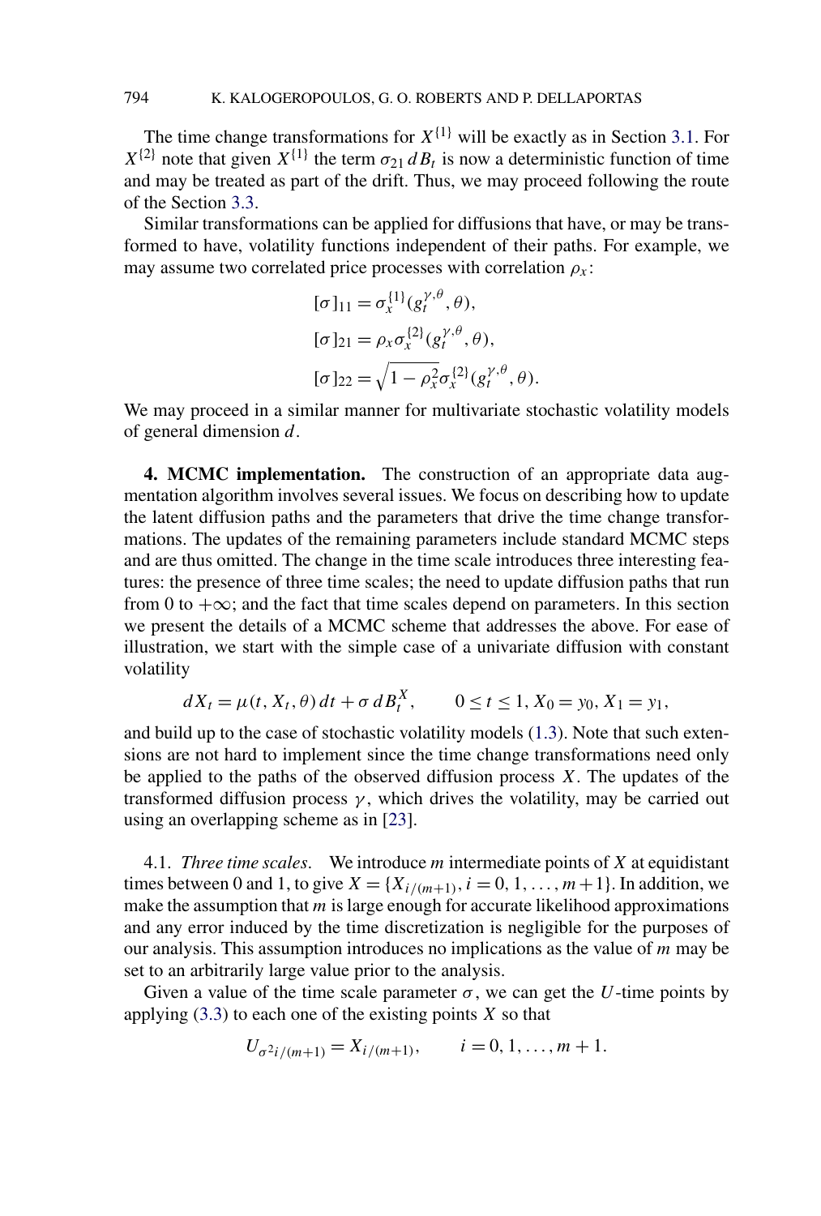The time change transformations for $X^{\{1\}}$ will be exactly as in Section 3.1. For $X^{\{2\}}$ note that given $X^{\{1\}}$ the term $\sigma_{21}\, dB_t$ is now a deterministic function of time and may be treated as part of the drift. Thus, we may proceed following the route of the Section 3.3.

Similar transformations can be applied for diffusions that have, or may be transformed to have, volatility functions independent of their paths. For example, we may assume two correlated price processes with correlation $\rho_x$:

$$
\begin{aligned}
[\sigma]_{11} &= \sigma_x^{\{1\}}(g_t^{\gamma,\theta}, \theta), \\
[\sigma]_{21} &= \rho_x \sigma_x^{\{2\}}(g_t^{\gamma,\theta}, \theta), \\
[\sigma]_{22} &= \sqrt{1-\rho_x^2}\,\sigma_x^{\{2\}}(g_t^{\gamma,\theta}, \theta).
\end{aligned}
$$

We may proceed in a similar manner for multivariate stochastic volatility models of general dimension $d$.

## 4. MCMC implementation.

The construction of an appropriate data augmentation algorithm involves several issues. We focus on describing how to update the latent diffusion paths and the parameters that drive the time change transformations. The updates of the remaining parameters include standard MCMC steps and are thus omitted. The change in the time scale introduces three interesting features: the presence of three time scales; the need to update diffusion paths that run from 0 to $+\infty$; and the fact that time scales depend on parameters. In this section we present the details of a MCMC scheme that addresses the above. For ease of illustration, we start with the simple case of a univariate diffusion with constant volatility

$$
dX_t = \mu(t, X_t, \theta)\, dt + \sigma\, dB_t^X, \qquad 0 \le t \le 1, X_0 = y_0, X_1 = y_1,
$$

and build up to the case of stochastic volatility models (1.3). Note that such extensions are not hard to implement since the time change transformations need only be applied to the paths of the observed diffusion process $X$. The updates of the transformed diffusion process $\gamma$, which drives the volatility, may be carried out using an overlapping scheme as in [23].

### 4.1. *Three time scales*.

We introduce $m$ intermediate points of $X$ at equidistant times between 0 and 1, to give $X = \{X_{i/(m+1)}, i = 0, 1, \ldots, m+1\}$. In addition, we make the assumption that $m$ is large enough for accurate likelihood approximations and any error induced by the time discretization is negligible for the purposes of our analysis. This assumption introduces no implications as the value of $m$ may be set to an arbitrarily large value prior to the analysis.

Given a value of the time scale parameter $\sigma$, we can get the $U$-time points by applying (3.3) to each one of the existing points $X$ so that

$$
U_{\sigma^2 i/(m+1)} = X_{i/(m+1)}, \qquad i = 0, 1, \ldots, m+1.
$$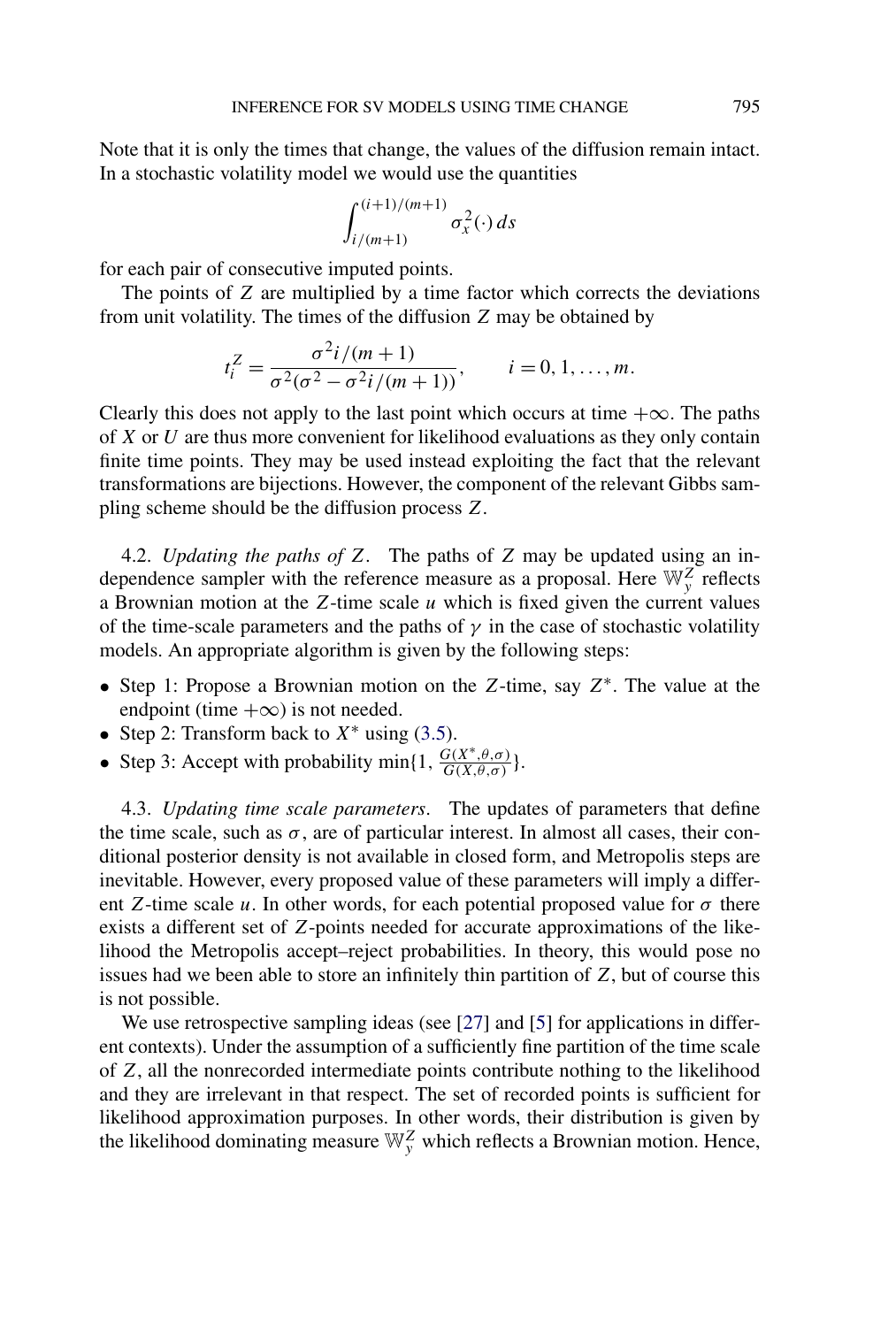Note that it is only the times that change, the values of the diffusion remain intact. In a stochastic volatility model we would use the quantities

$$\int_{i/(m+1)}^{(i+1)/(m+1)} \sigma_x^2(\cdot)\, ds$$

for each pair of consecutive imputed points.

The points of $Z$ are multiplied by a time factor which corrects the deviations from unit volatility. The times of the diffusion $Z$ may be obtained by

$$t_i^Z = \frac{\sigma^2 i/(m+1)}{\sigma^2(\sigma^2 - \sigma^2 i/(m+1))}, \qquad i = 0, 1, \dots, m.$$

Clearly this does not apply to the last point which occurs at time $+\infty$. The paths of $X$ or $U$ are thus more convenient for likelihood evaluations as they only contain finite time points. They may be used instead exploiting the fact that the relevant transformations are bijections. However, the component of the relevant Gibbs sampling scheme should be the diffusion process $Z$.

4.2. *Updating the paths of* $Z$. The paths of $Z$ may be updated using an independence sampler with the reference measure as a proposal. Here $\mathbb{W}_y^Z$ reflects a Brownian motion at the $Z$-time scale $u$ which is fixed given the current values of the time-scale parameters and the paths of $\gamma$ in the case of stochastic volatility models. An appropriate algorithm is given by the following steps:

- Step 1: Propose a Brownian motion on the $Z$-time, say $Z^*$. The value at the endpoint (time $+\infty$) is not needed.
- Step 2: Transform back to $X^*$ using (3.5).
- Step 3: Accept with probability $\min\{1, \frac{G(X^*,\theta,\sigma)}{G(X,\theta,\sigma)}\}$.

4.3. *Updating time scale parameters*. The updates of parameters that define the time scale, such as $\sigma$, are of particular interest. In almost all cases, their conditional posterior density is not available in closed form, and Metropolis steps are inevitable. However, every proposed value of these parameters will imply a different $Z$-time scale $u$. In other words, for each potential proposed value for $\sigma$ there exists a different set of $Z$-points needed for accurate approximations of the likelihood the Metropolis accept–reject probabilities. In theory, this would pose no issues had we been able to store an infinitely thin partition of $Z$, but of course this is not possible.

We use retrospective sampling ideas (see [27] and [5] for applications in different contexts). Under the assumption of a sufficiently fine partition of the time scale of $Z$, all the nonrecorded intermediate points contribute nothing to the likelihood and they are irrelevant in that respect. The set of recorded points is sufficient for likelihood approximation purposes. In other words, their distribution is given by the likelihood dominating measure $\mathbb{W}_y^Z$ which reflects a Brownian motion. Hence,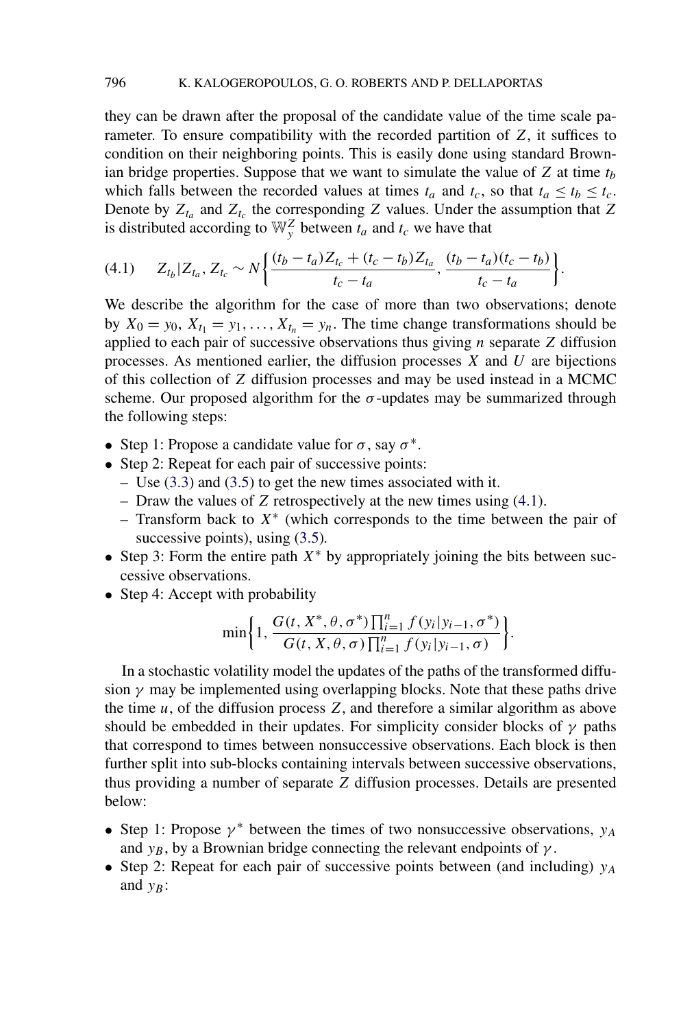they can be drawn after the proposal of the candidate value of the time scale parameter. To ensure compatibility with the recorded partition of $Z$, it suffices to condition on their neighboring points. This is easily done using standard Brownian bridge properties. Suppose that we want to simulate the value of $Z$ at time $t_b$ which falls between the recorded values at times $t_a$ and $t_c$, so that $t_a \leq t_b \leq t_c$. Denote by $Z_{t_a}$ and $Z_{t_c}$ the corresponding $Z$ values. Under the assumption that $Z$ is distributed according to $\mathbb{W}_y^Z$ between $t_a$ and $t_c$ we have that

$$Z_{t_b} | Z_{t_a}, Z_{t_c} \sim N\left\{ \frac{(t_b - t_a) Z_{t_c} + (t_c - t_b) Z_{t_a}}{t_c - t_a}, \frac{(t_b - t_a)(t_c - t_b)}{t_c - t_a} \right\}. \tag{4.1}$$

We describe the algorithm for the case of more than two observations; denote by $X_0 = y_0$, $X_{t_1} = y_1, \ldots, X_{t_n} = y_n$. The time change transformations should be applied to each pair of successive observations thus giving $n$ separate $Z$ diffusion processes. As mentioned earlier, the diffusion processes $X$ and $U$ are bijections of this collection of $Z$ diffusion processes and may be used instead in a MCMC scheme. Our proposed algorithm for the $\sigma$-updates may be summarized through the following steps:

- Step 1: Propose a candidate value for $\sigma$, say $\sigma^*$.
- Step 2: Repeat for each pair of successive points:
  - Use (3.3) and (3.5) to get the new times associated with it.
  - Draw the values of $Z$ retrospectively at the new times using (4.1).
  - Transform back to $X^*$ (which corresponds to the time between the pair of successive points), using (3.5).
- Step 3: Form the entire path $X^*$ by appropriately joining the bits between successive observations.
- Step 4: Accept with probability

$$\min\left\{1, \frac{G(t, X^*, \theta, \sigma^*) \prod_{i=1}^n f(y_i | y_{i-1}, \sigma^*)}{G(t, X, \theta, \sigma) \prod_{i=1}^n f(y_i | y_{i-1}, \sigma)}\right\}.$$

In a stochastic volatility model the updates of the paths of the transformed diffusion $\gamma$ may be implemented using overlapping blocks. Note that these paths drive the time $u$, of the diffusion process $Z$, and therefore a similar algorithm as above should be embedded in their updates. For simplicity consider blocks of $\gamma$ paths that correspond to times between nonsuccessive observations. Each block is then further split into sub-blocks containing intervals between successive observations, thus providing a number of separate $Z$ diffusion processes. Details are presented below:

- Step 1: Propose $\gamma^*$ between the times of two nonsuccessive observations, $y_A$ and $y_B$, by a Brownian bridge connecting the relevant endpoints of $\gamma$.
- Step 2: Repeat for each pair of successive points between (and including) $y_A$ and $y_B$: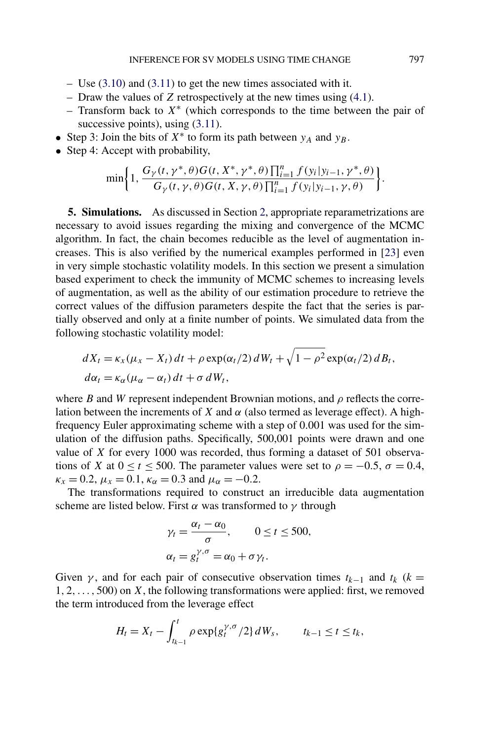- Use (3.10) and (3.11) to get the new times associated with it.
  - Draw the values of $Z$ retrospectively at the new times using (4.1).
  - Transform back to $X^*$ (which corresponds to the time between the pair of successive points), using (3.11).
- Step 3: Join the bits of $X^*$ to form its path between $y_A$ and $y_B$.
- Step 4: Accept with probability,

$$\min\left\{1, \frac{G_\gamma(t, \gamma^*, \theta) G(t, X^*, \gamma^*, \theta) \prod_{i=1}^n f(y_i | y_{i-1}, \gamma^*, \theta)}{G_\gamma(t, \gamma, \theta) G(t, X, \gamma, \theta) \prod_{i=1}^n f(y_i | y_{i-1}, \gamma, \theta)}\right\}.$$

**5. Simulations.** As discussed in Section 2, appropriate reparametrizations are necessary to avoid issues regarding the mixing and convergence of the MCMC algorithm. In fact, the chain becomes reducible as the level of augmentation increases. This is also verified by the numerical examples performed in [23] even in very simple stochastic volatility models. In this section we present a simulation based experiment to check the immunity of MCMC schemes to increasing levels of augmentation, as well as the ability of our estimation procedure to retrieve the correct values of the diffusion parameters despite the fact that the series is partially observed and only at a finite number of points. We simulated data from the following stochastic volatility model:

$$\begin{aligned} dX_t &= \kappa_x(\mu_x - X_t)\,dt + \rho \exp(\alpha_t/2)\,dW_t + \sqrt{1-\rho^2}\exp(\alpha_t/2)\,dB_t, \\ d\alpha_t &= \kappa_\alpha(\mu_\alpha - \alpha_t)\,dt + \sigma\,dW_t, \end{aligned}$$

where $B$ and $W$ represent independent Brownian motions, and $\rho$ reflects the correlation between the increments of $X$ and $\alpha$ (also termed as leverage effect). A high-frequency Euler approximating scheme with a step of 0.001 was used for the simulation of the diffusion paths. Specifically, 500,001 points were drawn and one value of $X$ for every 1000 was recorded, thus forming a dataset of 501 observations of $X$ at $0 \le t \le 500$. The parameter values were set to $\rho = -0.5$, $\sigma = 0.4$, $\kappa_x = 0.2$, $\mu_x = 0.1$, $\kappa_\alpha = 0.3$ and $\mu_\alpha = -0.2$.

The transformations required to construct an irreducible data augmentation scheme are listed below. First $\alpha$ was transformed to $\gamma$ through

$$\begin{aligned} \gamma_t &= \frac{\alpha_t - \alpha_0}{\sigma}, \qquad 0 \le t \le 500, \\ \alpha_t &= g_t^{\gamma,\sigma} = \alpha_0 + \sigma\gamma_t. \end{aligned}$$

Given $\gamma$, and for each pair of consecutive observation times $t_{k-1}$ and $t_k$ ($k = 1, 2, \ldots, 500$) on $X$, the following transformations were applied: first, we removed the term introduced from the leverage effect

$$H_t = X_t - \int_{t_{k-1}}^t \rho \exp\{g_t^{\gamma,\sigma}/2\}\,dW_s, \qquad t_{k-1} \le t \le t_k,$$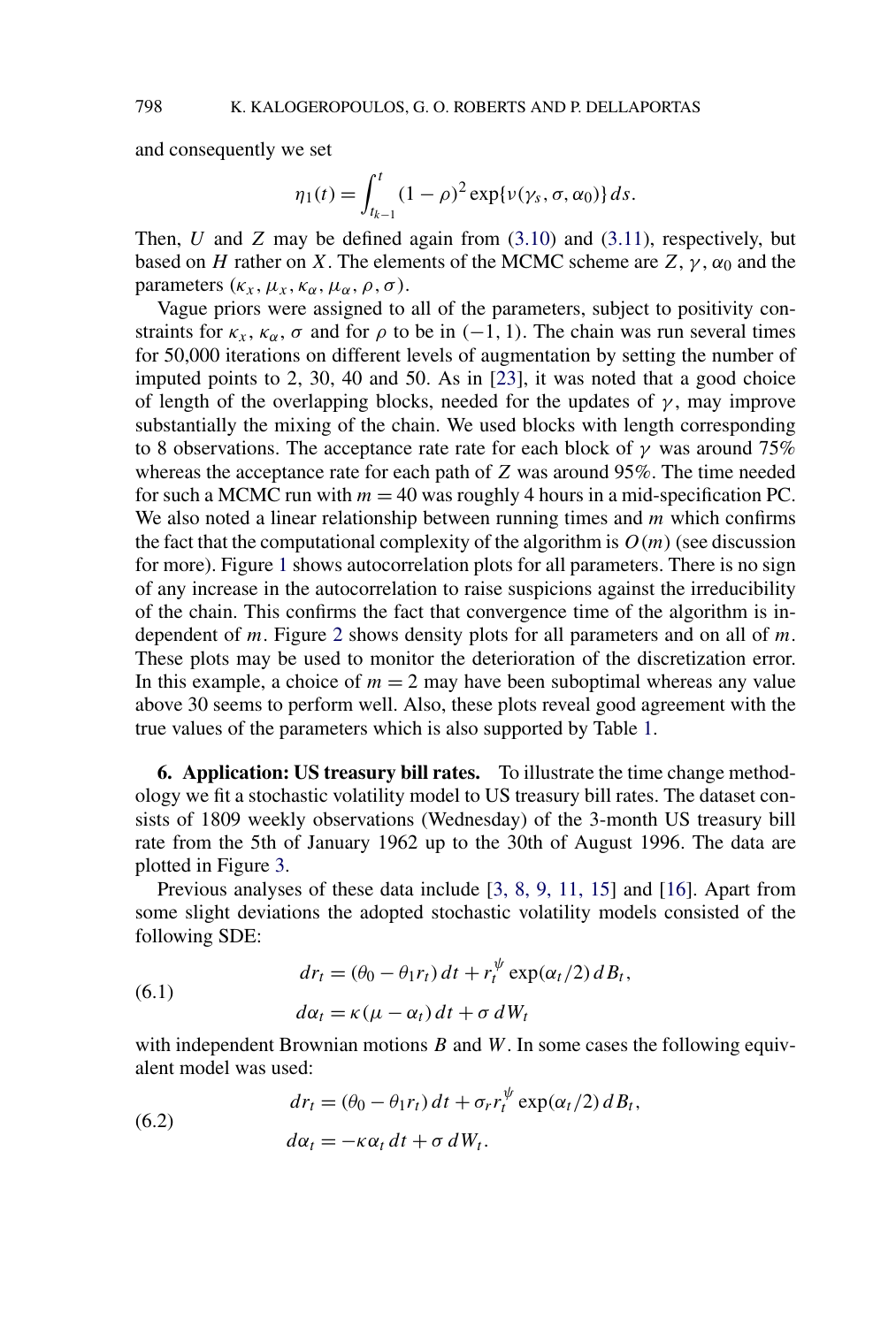and consequently we set

$$\eta_1(t) = \int_{t_{k-1}}^{t} (1-\rho)^2 \exp\{\nu(\gamma_s, \sigma, \alpha_0)\}\, ds.$$

Then, $U$ and $Z$ may be defined again from (3.10) and (3.11), respectively, but based on $H$ rather on $X$. The elements of the MCMC scheme are $Z$, $\gamma$, $\alpha_0$ and the parameters $(\kappa_x, \mu_x, \kappa_\alpha, \mu_\alpha, \rho, \sigma)$.

Vague priors were assigned to all of the parameters, subject to positivity constraints for $\kappa_x$, $\kappa_\alpha$, $\sigma$ and for $\rho$ to be in $(-1, 1)$. The chain was run several times for 50,000 iterations on different levels of augmentation by setting the number of imputed points to 2, 30, 40 and 50. As in [23], it was noted that a good choice of length of the overlapping blocks, needed for the updates of $\gamma$, may improve substantially the mixing of the chain. We used blocks with length corresponding to 8 observations. The acceptance rate rate for each block of $\gamma$ was around 75% whereas the acceptance rate for each path of $Z$ was around 95%. The time needed for such a MCMC run with $m = 40$ was roughly 4 hours in a mid-specification PC. We also noted a linear relationship between running times and $m$ which confirms the fact that the computational complexity of the algorithm is $O(m)$ (see discussion for more). Figure 1 shows autocorrelation plots for all parameters. There is no sign of any increase in the autocorrelation to raise suspicions against the irreducibility of the chain. This confirms the fact that convergence time of the algorithm is independent of $m$. Figure 2 shows density plots for all parameters and on all of $m$. These plots may be used to monitor the deterioration of the discretization error. In this example, a choice of $m = 2$ may have been suboptimal whereas any value above 30 seems to perform well. Also, these plots reveal good agreement with the true values of the parameters which is also supported by Table 1.

## 6. Application: US treasury bill rates.

To illustrate the time change methodology we fit a stochastic volatility model to US treasury bill rates. The dataset consists of 1809 weekly observations (Wednesday) of the 3-month US treasury bill rate from the 5th of January 1962 up to the 30th of August 1996. The data are plotted in Figure 3.

Previous analyses of these data include [3, 8, 9, 11, 15] and [16]. Apart from some slight deviations the adopted stochastic volatility models consisted of the following SDE:

$$\begin{aligned} dr_t &= (\theta_0 - \theta_1 r_t)\, dt + r_t^{\psi} \exp(\alpha_t/2)\, dB_t, \\ d\alpha_t &= \kappa(\mu - \alpha_t)\, dt + \sigma\, dW_t \end{aligned} \tag{6.1}$$

with independent Brownian motions $B$ and $W$. In some cases the following equivalent model was used:

$$\begin{aligned} dr_t &= (\theta_0 - \theta_1 r_t)\, dt + \sigma_r r_t^{\psi} \exp(\alpha_t/2)\, dB_t, \\ d\alpha_t &= -\kappa \alpha_t\, dt + \sigma\, dW_t. \end{aligned} \tag{6.2}$$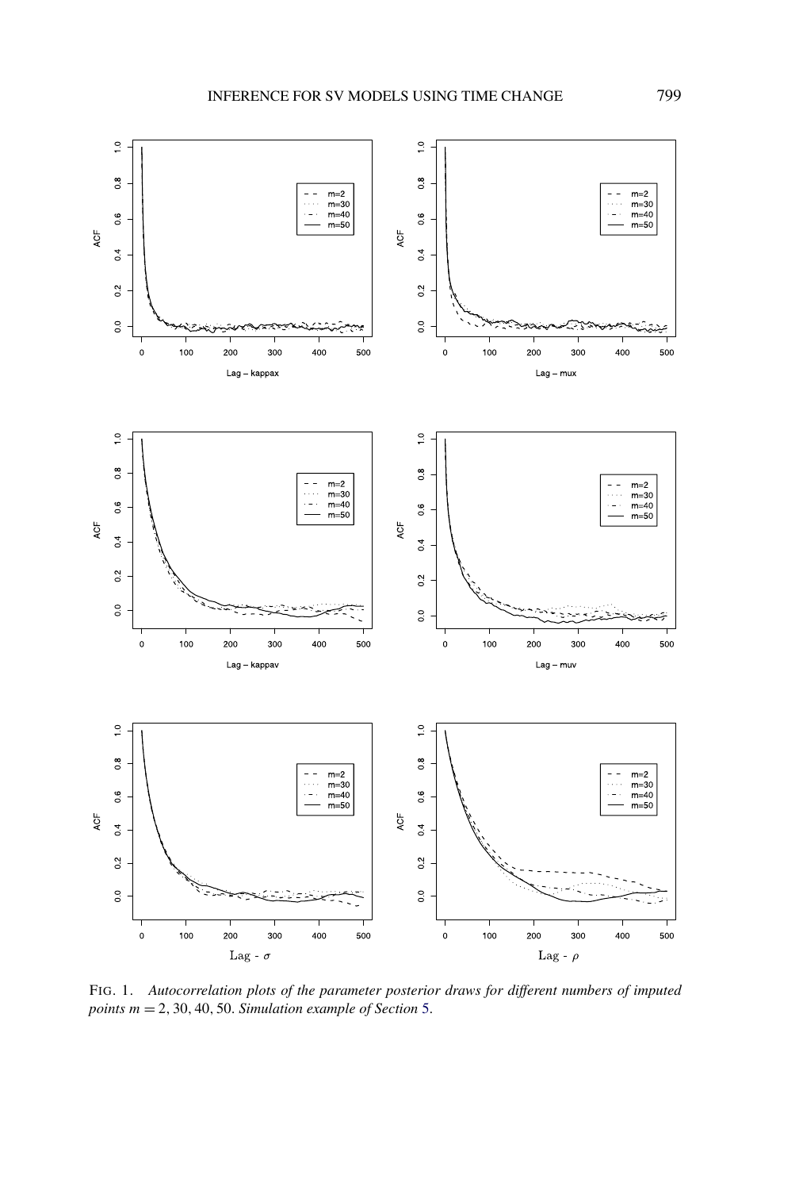FIG. 1. *Autocorrelation plots of the parameter posterior draws for different numbers of imputed points* $m = 2, 30, 40, 50$. *Simulation example of Section* 5.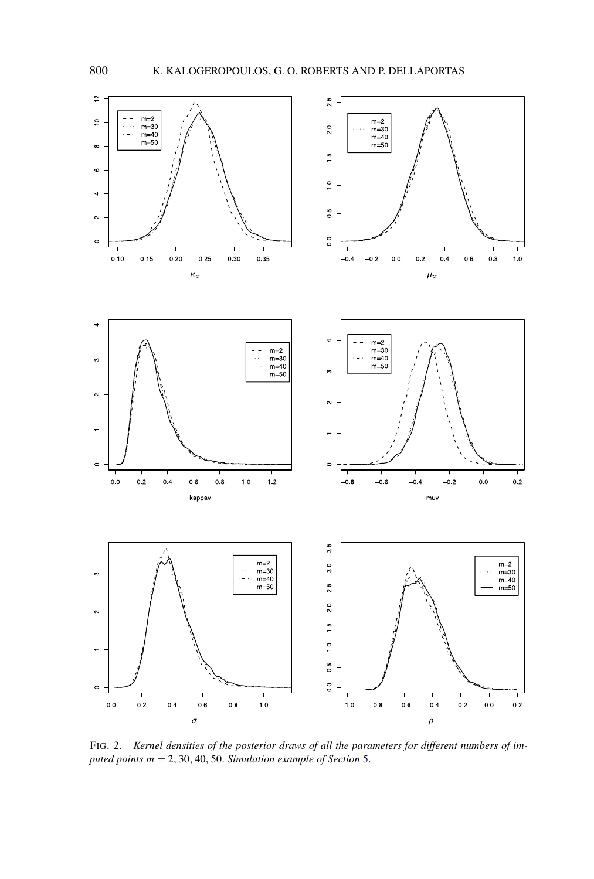FIG. 2. *Kernel densities of the posterior draws of all the parameters for different numbers of imputed points $m = 2, 30, 40, 50$. Simulation example of Section 5.*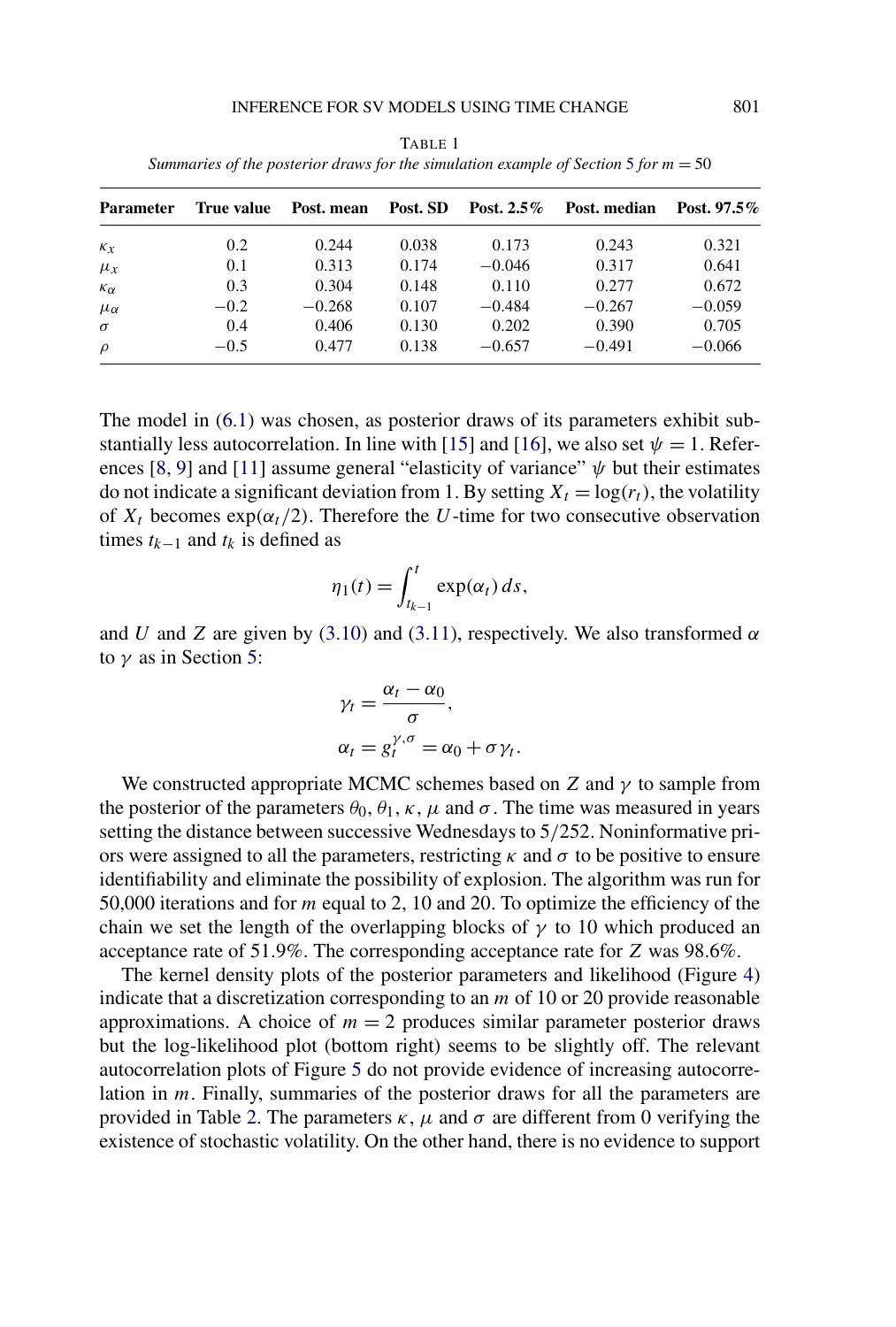TABLE 1
*Summaries of the posterior draws for the simulation example of Section 5 for $m = 50$*

| Parameter | True value | Post. mean | Post. SD | Post. 2.5% | Post. median | Post. 97.5% |
|---|---|---|---|---|---|---|
| $\kappa_x$ | 0.2 | 0.244 | 0.038 | 0.173 | 0.243 | 0.321 |
| $\mu_x$ | 0.1 | 0.313 | 0.174 | $-0.046$ | 0.317 | 0.641 |
| $\kappa_\alpha$ | 0.3 | 0.304 | 0.148 | 0.110 | 0.277 | 0.672 |
| $\mu_\alpha$ | $-0.2$ | $-0.268$ | 0.107 | $-0.484$ | $-0.267$ | $-0.059$ |
| $\sigma$ | 0.4 | 0.406 | 0.130 | 0.202 | 0.390 | 0.705 |
| $\rho$ | $-0.5$ | 0.477 | 0.138 | $-0.657$ | $-0.491$ | $-0.066$ |

The model in (6.1) was chosen, as posterior draws of its parameters exhibit substantially less autocorrelation. In line with [15] and [16], we also set $\psi = 1$. References [8, 9] and [11] assume general "elasticity of variance" $\psi$ but their estimates do not indicate a significant deviation from 1. By setting $X_t = \log(r_t)$, the volatility of $X_t$ becomes $\exp(\alpha_t/2)$. Therefore the $U$-time for two consecutive observation times $t_{k-1}$ and $t_k$ is defined as

$$\eta_1(t) = \int_{t_{k-1}}^{t} \exp(\alpha_t)\, ds,$$

and $U$ and $Z$ are given by (3.10) and (3.11), respectively. We also transformed $\alpha$ to $\gamma$ as in Section 5:

$$\gamma_t = \frac{\alpha_t - \alpha_0}{\sigma},$$

$$\alpha_t = g_t^{\gamma,\sigma} = \alpha_0 + \sigma\gamma_t.$$

We constructed appropriate MCMC schemes based on $Z$ and $\gamma$ to sample from the posterior of the parameters $\theta_0$, $\theta_1$, $\kappa$, $\mu$ and $\sigma$. The time was measured in years setting the distance between successive Wednesdays to $5/252$. Noninformative priors were assigned to all the parameters, restricting $\kappa$ and $\sigma$ to be positive to ensure identifiability and eliminate the possibility of explosion. The algorithm was run for 50,000 iterations and for $m$ equal to 2, 10 and 20. To optimize the efficiency of the chain we set the length of the overlapping blocks of $\gamma$ to 10 which produced an acceptance rate of 51.9%. The corresponding acceptance rate for $Z$ was 98.6%.

The kernel density plots of the posterior parameters and likelihood (Figure 4) indicate that a discretization corresponding to an $m$ of 10 or 20 provide reasonable approximations. A choice of $m = 2$ produces similar parameter posterior draws but the log-likelihood plot (bottom right) seems to be slightly off. The relevant autocorrelation plots of Figure 5 do not provide evidence of increasing autocorrelation in $m$. Finally, summaries of the posterior draws for all the parameters are provided in Table 2. The parameters $\kappa$, $\mu$ and $\sigma$ are different from 0 verifying the existence of stochastic volatility. On the other hand, there is no evidence to support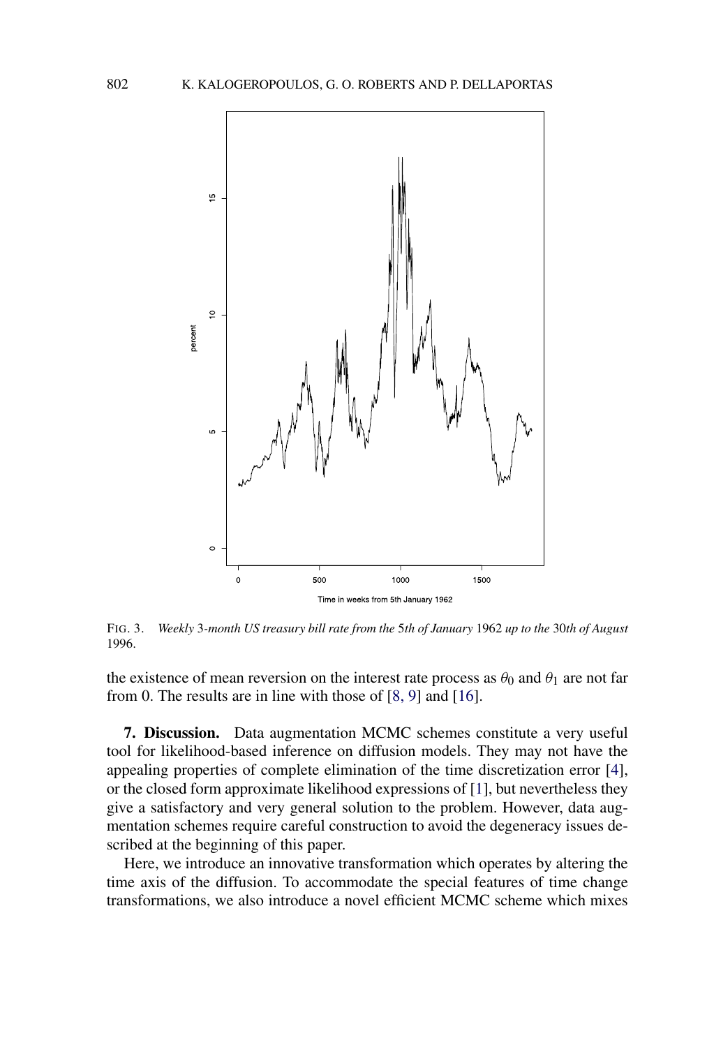FIG. 3. *Weekly 3-month US treasury bill rate from the 5th of January 1962 up to the 30th of August 1996.*

the existence of mean reversion on the interest rate process as $\theta_0$ and $\theta_1$ are not far from 0. The results are in line with those of [8, 9] and [16].

**7. Discussion.** Data augmentation MCMC schemes constitute a very useful tool for likelihood-based inference on diffusion models. They may not have the appealing properties of complete elimination of the time discretization error [4], or the closed form approximate likelihood expressions of [1], but nevertheless they give a satisfactory and very general solution to the problem. However, data augmentation schemes require careful construction to avoid the degeneracy issues described at the beginning of this paper.

Here, we introduce an innovative transformation which operates by altering the time axis of the diffusion. To accommodate the special features of time change transformations, we also introduce a novel efficient MCMC scheme which mixes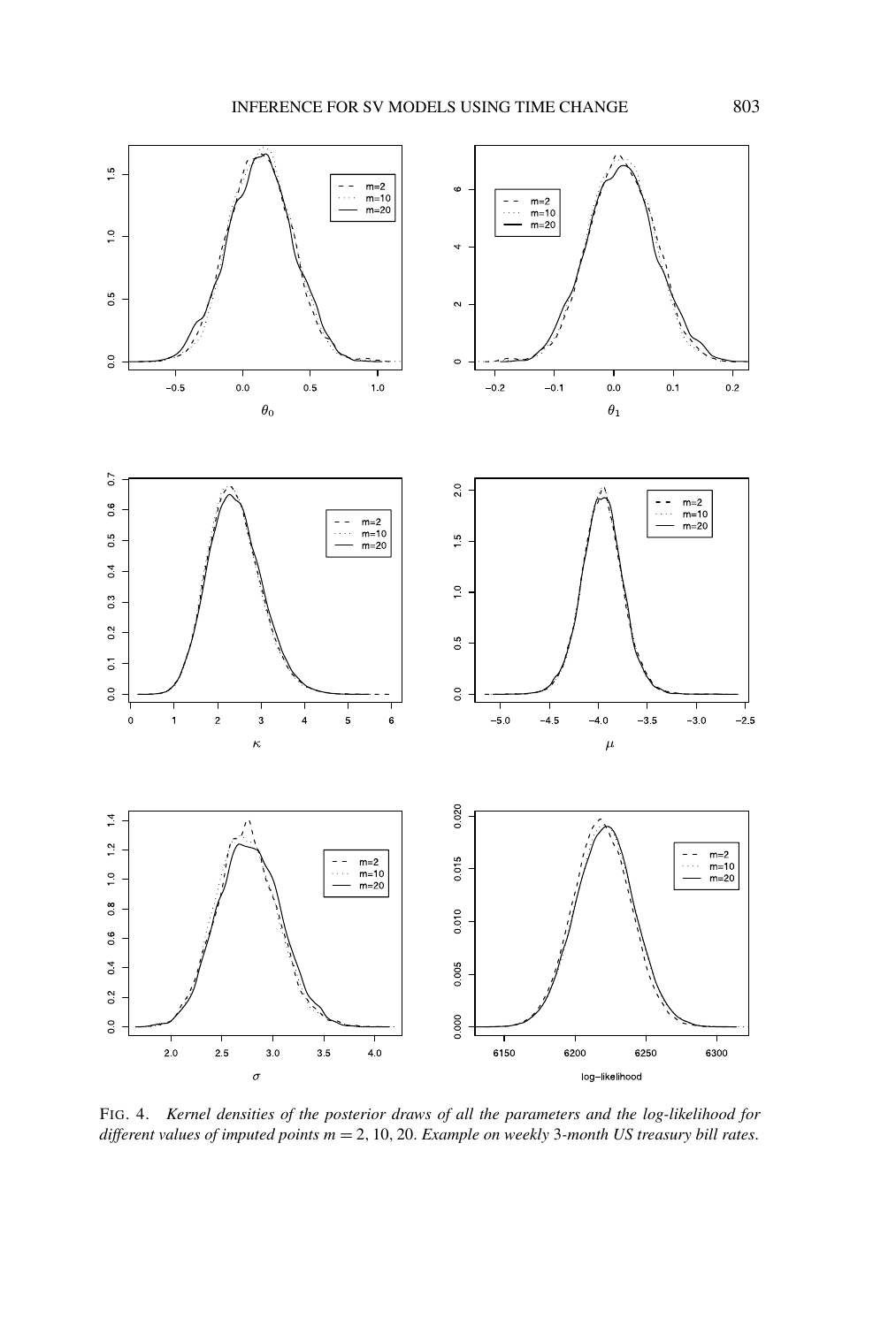FIG. 4. *Kernel densities of the posterior draws of all the parameters and the log-likelihood for different values of imputed points $m = 2, 10, 20$. Example on weekly 3-month US treasury bill rates.*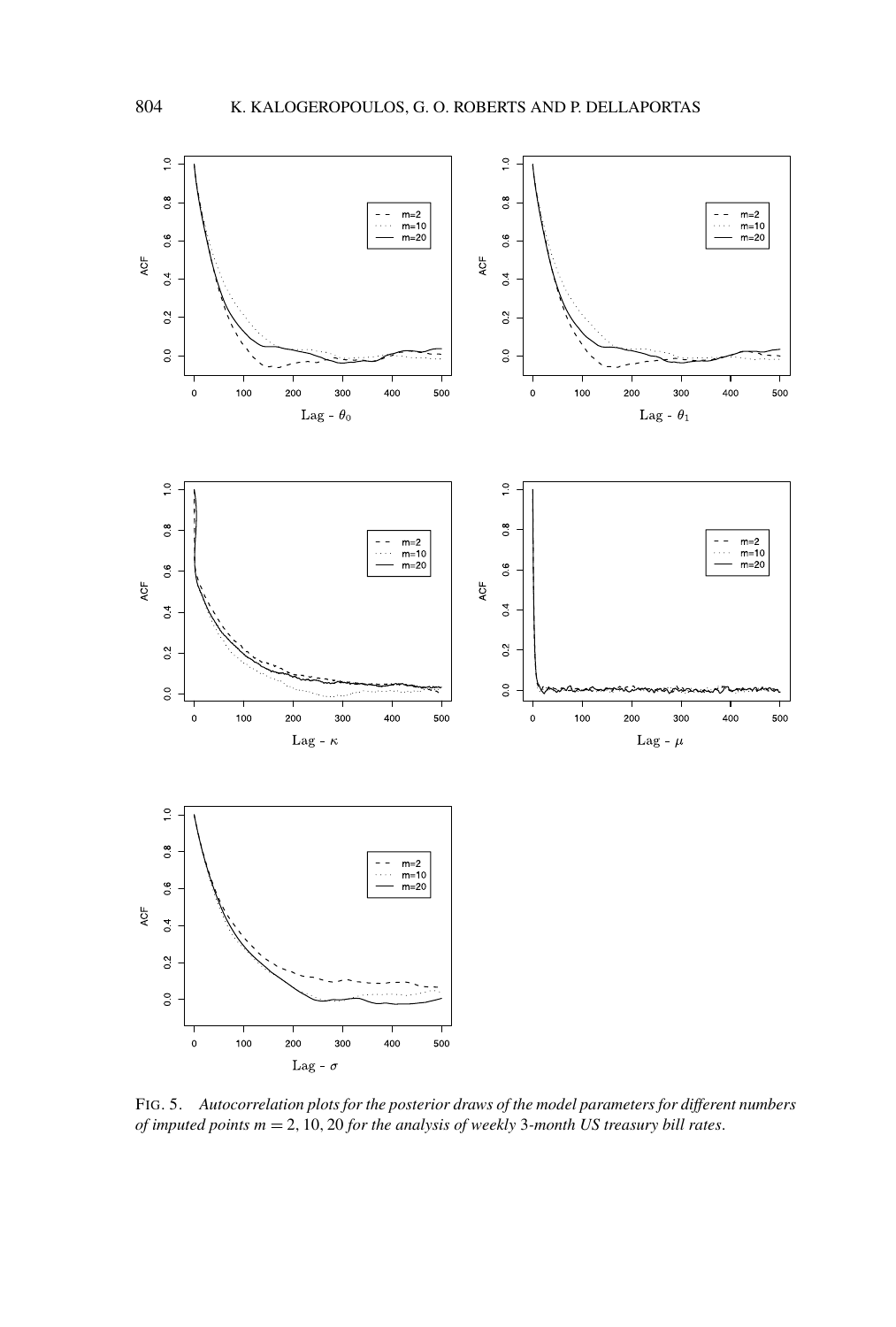FIG. 5. *Autocorrelation plots for the posterior draws of the model parameters for different numbers of imputed points $m = 2, 10, 20$ for the analysis of weekly 3-month US treasury bill rates.*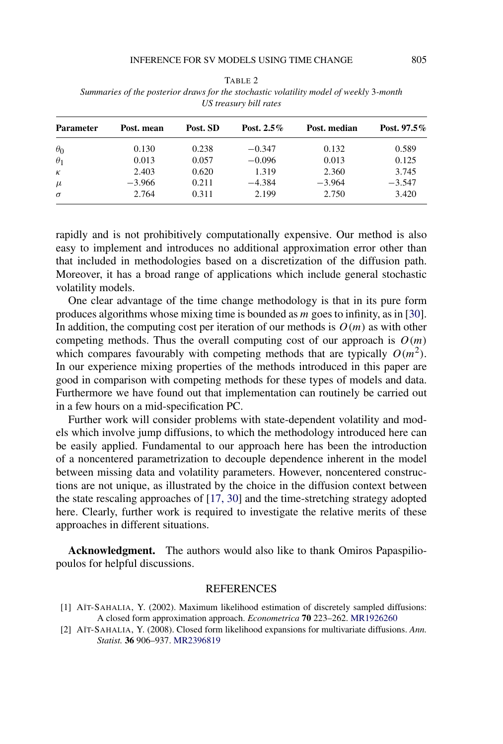TABLE 2
*Summaries of the posterior draws for the stochastic volatility model of weekly 3-month US treasury bill rates*

| Parameter | Post. mean | Post. SD | Post. 2.5% | Post. median | Post. 97.5% |
|---|---|---|---|---|---|
| $\theta_0$ | 0.130 | 0.238 | −0.347 | 0.132 | 0.589 |
| $\theta_1$ | 0.013 | 0.057 | −0.096 | 0.013 | 0.125 |
| $\kappa$ | 2.403 | 0.620 | 1.319 | 2.360 | 3.745 |
| $\mu$ | −3.966 | 0.211 | −4.384 | −3.964 | −3.547 |
| $\sigma$ | 2.764 | 0.311 | 2.199 | 2.750 | 3.420 |

rapidly and is not prohibitively computationally expensive. Our method is also easy to implement and introduces no additional approximation error other than that included in methodologies based on a discretization of the diffusion path. Moreover, it has a broad range of applications which include general stochastic volatility models.

One clear advantage of the time change methodology is that in its pure form produces algorithms whose mixing time is bounded as $m$ goes to infinity, as in [30]. In addition, the computing cost per iteration of our methods is $O(m)$ as with other competing methods. Thus the overall computing cost of our approach is $O(m)$ which compares favourably with competing methods that are typically $O(m^2)$. In our experience mixing properties of the methods introduced in this paper are good in comparison with competing methods for these types of models and data. Furthermore we have found out that implementation can routinely be carried out in a few hours on a mid-specification PC.

Further work will consider problems with state-dependent volatility and models which involve jump diffusions, to which the methodology introduced here can be easily applied. Fundamental to our approach here has been the introduction of a noncentered parametrization to decouple dependence inherent in the model between missing data and volatility parameters. However, noncentered constructions are not unique, as illustrated by the choice in the diffusion context between the state rescaling approaches of [17, 30] and the time-stretching strategy adopted here. Clearly, further work is required to investigate the relative merits of these approaches in different situations.

**Acknowledgment.** The authors would also like to thank Omiros Papaspiliopoulos for helpful discussions.

## REFERENCES

[1] AÏT-SAHALIA, Y. (2002). Maximum likelihood estimation of discretely sampled diffusions: A closed form approximation approach. *Econometrica* **70** 223–262. MR1926260

[2] AÏT-SAHALIA, Y. (2008). Closed form likelihood expansions for multivariate diffusions. *Ann. Statist.* **36** 906–937. MR2396819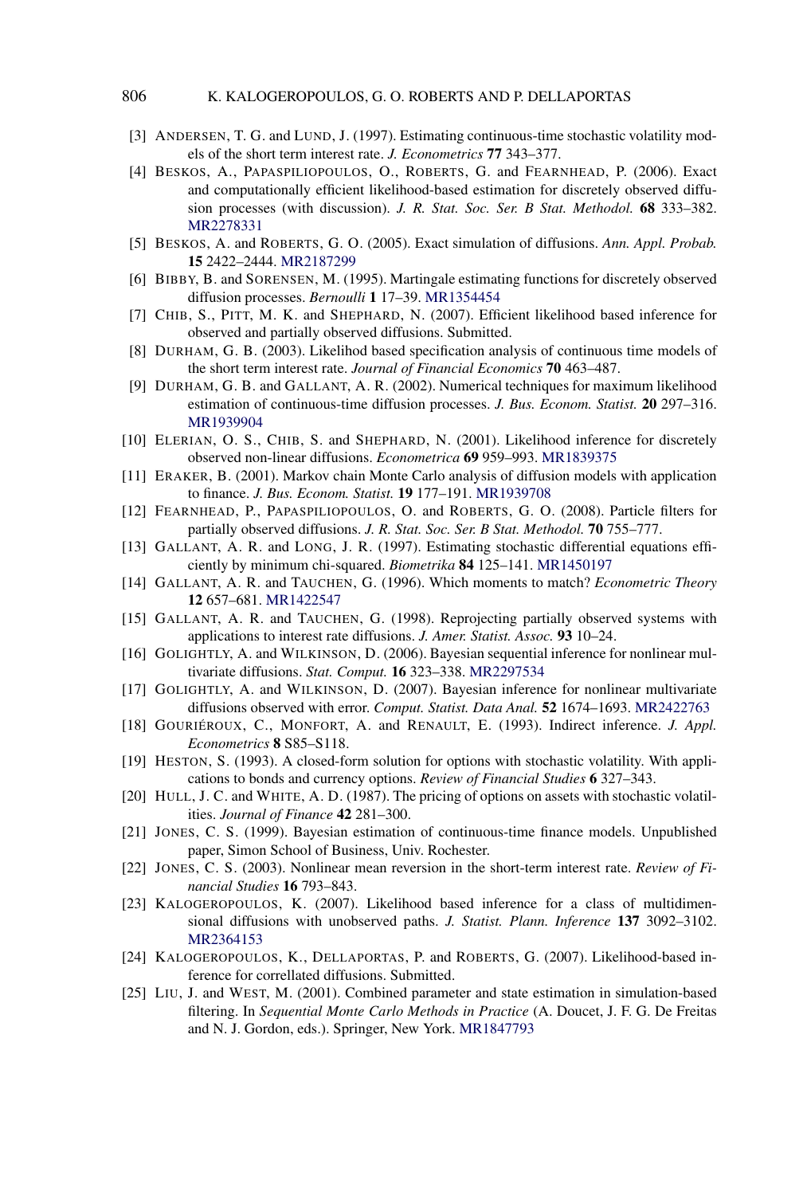[3] ANDERSEN, T. G. and LUND, J. (1997). Estimating continuous-time stochastic volatility models of the short term interest rate. *J. Econometrics* **77** 343–377.

[4] BESKOS, A., PAPASPILIOPOULOS, O., ROBERTS, G. and FEARNHEAD, P. (2006). Exact and computationally efficient likelihood-based estimation for discretely observed diffusion processes (with discussion). *J. R. Stat. Soc. Ser. B Stat. Methodol.* **68** 333–382. MR2278331

[5] BESKOS, A. and ROBERTS, G. O. (2005). Exact simulation of diffusions. *Ann. Appl. Probab.* **15** 2422–2444. MR2187299

[6] BIBBY, B. and SORENSEN, M. (1995). Martingale estimating functions for discretely observed diffusion processes. *Bernoulli* **1** 17–39. MR1354454

[7] CHIB, S., PITT, M. K. and SHEPHARD, N. (2007). Efficient likelihood based inference for observed and partially observed diffusions. Submitted.

[8] DURHAM, G. B. (2003). Likelihod based specification analysis of continuous time models of the short term interest rate. *Journal of Financial Economics* **70** 463–487.

[9] DURHAM, G. B. and GALLANT, A. R. (2002). Numerical techniques for maximum likelihood estimation of continuous-time diffusion processes. *J. Bus. Econom. Statist.* **20** 297–316. MR1939904

[10] ELERIAN, O. S., CHIB, S. and SHEPHARD, N. (2001). Likelihood inference for discretely observed non-linear diffusions. *Econometrica* **69** 959–993. MR1839375

[11] ERAKER, B. (2001). Markov chain Monte Carlo analysis of diffusion models with application to finance. *J. Bus. Econom. Statist.* **19** 177–191. MR1939708

[12] FEARNHEAD, P., PAPASPILIOPOULOS, O. and ROBERTS, G. O. (2008). Particle filters for partially observed diffusions. *J. R. Stat. Soc. Ser. B Stat. Methodol.* **70** 755–777.

[13] GALLANT, A. R. and LONG, J. R. (1997). Estimating stochastic differential equations efficiently by minimum chi-squared. *Biometrika* **84** 125–141. MR1450197

[14] GALLANT, A. R. and TAUCHEN, G. (1996). Which moments to match? *Econometric Theory* **12** 657–681. MR1422547

[15] GALLANT, A. R. and TAUCHEN, G. (1998). Reprojecting partially observed systems with applications to interest rate diffusions. *J. Amer. Statist. Assoc.* **93** 10–24.

[16] GOLIGHTLY, A. and WILKINSON, D. (2006). Bayesian sequential inference for nonlinear multivariate diffusions. *Stat. Comput.* **16** 323–338. MR2297534

[17] GOLIGHTLY, A. and WILKINSON, D. (2007). Bayesian inference for nonlinear multivariate diffusions observed with error. *Comput. Statist. Data Anal.* **52** 1674–1693. MR2422763

[18] GOURIÉROUX, C., MONFORT, A. and RENAULT, E. (1993). Indirect inference. *J. Appl. Econometrics* **8** S85–S118.

[19] HESTON, S. (1993). A closed-form solution for options with stochastic volatility. With applications to bonds and currency options. *Review of Financial Studies* **6** 327–343.

[20] HULL, J. C. and WHITE, A. D. (1987). The pricing of options on assets with stochastic volatilities. *Journal of Finance* **42** 281–300.

[21] JONES, C. S. (1999). Bayesian estimation of continuous-time finance models. Unpublished paper, Simon School of Business, Univ. Rochester.

[22] JONES, C. S. (2003). Nonlinear mean reversion in the short-term interest rate. *Review of Financial Studies* **16** 793–843.

[23] KALOGEROPOULOS, K. (2007). Likelihood based inference for a class of multidimensional diffusions with unobserved paths. *J. Statist. Plann. Inference* **137** 3092–3102. MR2364153

[24] KALOGEROPOULOS, K., DELLAPORTAS, P. and ROBERTS, G. (2007). Likelihood-based inference for correllated diffusions. Submitted.

[25] LIU, J. and WEST, M. (2001). Combined parameter and state estimation in simulation-based filtering. In *Sequential Monte Carlo Methods in Practice* (A. Doucet, J. F. G. De Freitas and N. J. Gordon, eds.). Springer, New York. MR1847793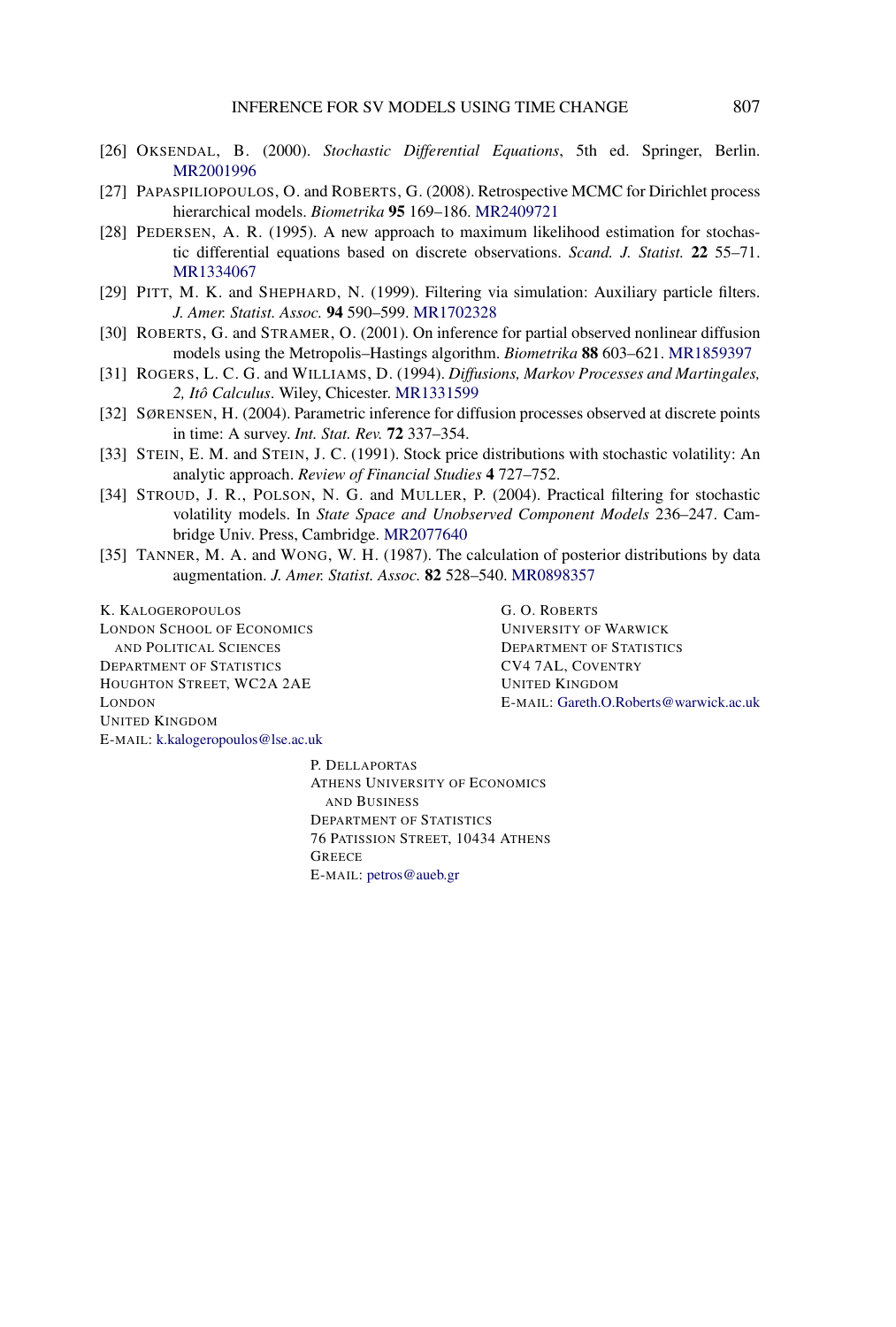[26] OKSENDAL, B. (2000). *Stochastic Differential Equations*, 5th ed. Springer, Berlin. MR2001996

[27] PAPASPILIOPOULOS, O. and ROBERTS, G. (2008). Retrospective MCMC for Dirichlet process hierarchical models. *Biometrika* **95** 169–186. MR2409721

[28] PEDERSEN, A. R. (1995). A new approach to maximum likelihood estimation for stochastic differential equations based on discrete observations. *Scand. J. Statist.* **22** 55–71. MR1334067

[29] PITT, M. K. and SHEPHARD, N. (1999). Filtering via simulation: Auxiliary particle filters. *J. Amer. Statist. Assoc.* **94** 590–599. MR1702328

[30] ROBERTS, G. and STRAMER, O. (2001). On inference for partial observed nonlinear diffusion models using the Metropolis–Hastings algorithm. *Biometrika* **88** 603–621. MR1859397

[31] ROGERS, L. C. G. and WILLIAMS, D. (1994). *Diffusions, Markov Processes and Martingales, 2, Itô Calculus*. Wiley, Chicester. MR1331599

[32] SØRENSEN, H. (2004). Parametric inference for diffusion processes observed at discrete points in time: A survey. *Int. Stat. Rev.* **72** 337–354.

[33] STEIN, E. M. and STEIN, J. C. (1991). Stock price distributions with stochastic volatility: An analytic approach. *Review of Financial Studies* **4** 727–752.

[34] STROUD, J. R., POLSON, N. G. and MULLER, P. (2004). Practical filtering for stochastic volatility models. In *State Space and Unobserved Component Models* 236–247. Cambridge Univ. Press, Cambridge. MR2077640

[35] TANNER, M. A. and WONG, W. H. (1987). The calculation of posterior distributions by data augmentation. *J. Amer. Statist. Assoc.* **82** 528–540. MR0898357

K. KALOGEROPOULOS
LONDON SCHOOL OF ECONOMICS
AND POLITICAL SCIENCES
DEPARTMENT OF STATISTICS
HOUGHTON STREET, WC2A 2AE
LONDON
UNITED KINGDOM
E-MAIL: k.kalogeropoulos@lse.ac.uk

G. O. ROBERTS
UNIVERSITY OF WARWICK
DEPARTMENT OF STATISTICS
CV4 7AL, COVENTRY
UNITED KINGDOM
E-MAIL: Gareth.O.Roberts@warwick.ac.uk

P. DELLAPORTAS
ATHENS UNIVERSITY OF ECONOMICS
AND BUSINESS
DEPARTMENT OF STATISTICS
76 PATISSION STREET, 10434 ATHENS
GREECE
E-MAIL: petros@aueb.gr